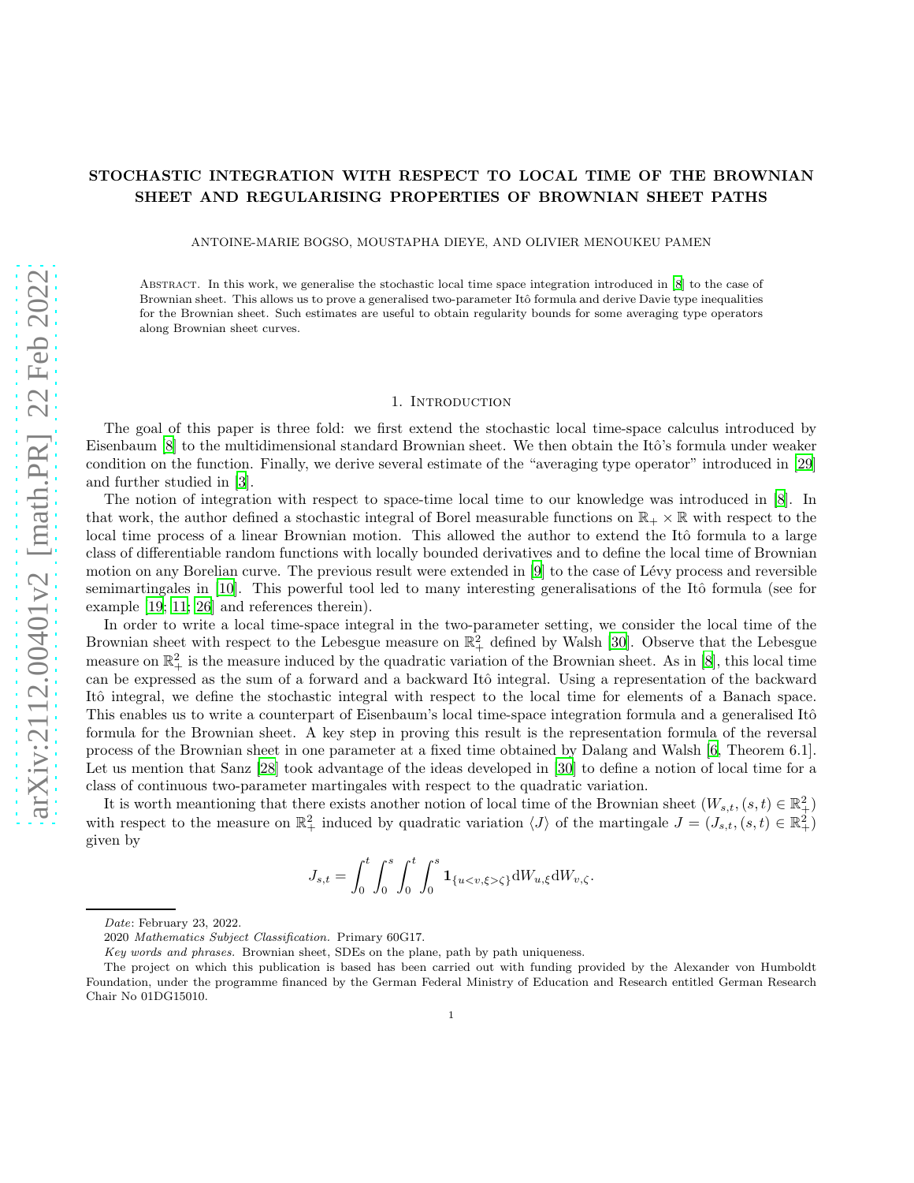# STOCHASTIC INTEGRATION WITH RESPECT TO LOCAL TIME OF THE BROWNIAN SHEET AND REGULARISING PROPERTIES OF BROWNIAN SHEET PATHS

ANTOINE-MARIE BOGSO, MOUSTAPHA DIEYE, AND OLIVIER MENOUKEU PAMEN

Abstract. In this work, we generalise the stochastic local time space integration introduced in [8] to the case of Brownian sheet. This allows us to prove a generalised two-parameter Itô formula and derive Davie type inequalities for the Brownian sheet. Such estimates are useful to obtain regularity bounds for some averaging type operators along Brownian sheet curves.

## 1. Introduction

The goal of this paper is three fold: we first extend the stochastic local time-space calculus introduced by Eisenbaum [8] to the multidimensional standard Brownian sheet. We then obtain the Itô's formula under weaker condition on the function. Finally, we derive several estimate of the "averaging type operator" introduced in [29] and further studied in [3].

The notion of integration with respect to space-time local time to our knowledge was introduced in [8]. In that work, the author defined a stochastic integral of Borel measurable functions on $\mathbb{R}_+ \times \mathbb{R}$ with respect to the local time process of a linear Brownian motion. This allowed the author to extend the Itô formula to a large class of differentiable random functions with locally bounded derivatives and to define the local time of Brownian motion on any Borelian curve. The previous result were extended in [9] to the case of Lévy process and reversible semimartingales in [10]. This powerful tool led to many interesting generalisations of the Itô formula (see for example [19; 11; 26] and references therein).

In order to write a local time-space integral in the two-parameter setting, we consider the local time of the Brownian sheet with respect to the Lebesgue measure on $\mathbb{R}_+^2$ defined by Walsh [30]. Observe that the Lebesgue measure on $\mathbb{R}_+^2$ is the measure induced by the quadratic variation of the Brownian sheet. As in [8], this local time can be expressed as the sum of a forward and a backward Itô integral. Using a representation of the backward Itô integral, we define the stochastic integral with respect to the local time for elements of a Banach space. This enables us to write a counterpart of Eisenbaum's local time-space integration formula and a generalised Itô formula for the Brownian sheet. A key step in proving this result is the representation formula of the reversal process of the Brownian sheet in one parameter at a fixed time obtained by Dalang and Walsh [6, Theorem 6.1]. Let us mention that Sanz [28] took advantage of the ideas developed in [30] to define a notion of local time for a class of continuous two-parameter martingales with respect to the quadratic variation.

It is worth meantioning that there exists another notion of local time of the Brownian sheet $(W_{s,t}, (s,t) \in \mathbb{R}_+^2)$ with respect to the measure on $\mathbb{R}_+^2$ induced by quadratic variation $\langle J \rangle$ of the martingale $J = (J_{s,t}, (s,t) \in \mathbb{R}_+^2)$ given by

$$J_{s,t} = \int_0^t \int_0^s \int_0^t \int_0^s \mathbf{1}_{\{u<v,\xi>\zeta\}} \mathrm{d}W_{u,\xi} \mathrm{d}W_{v,\zeta}.$$

---

*Date*: February 23, 2022.

2020 *Mathematics Subject Classification.* Primary 60G17.

*Key words and phrases.* Brownian sheet, SDEs on the plane, path by path uniqueness.

The project on which this publication is based has been carried out with funding provided by the Alexander von Humboldt Foundation, under the programme financed by the German Federal Ministry of Education and Research entitled German Research Chair No 01DG15010.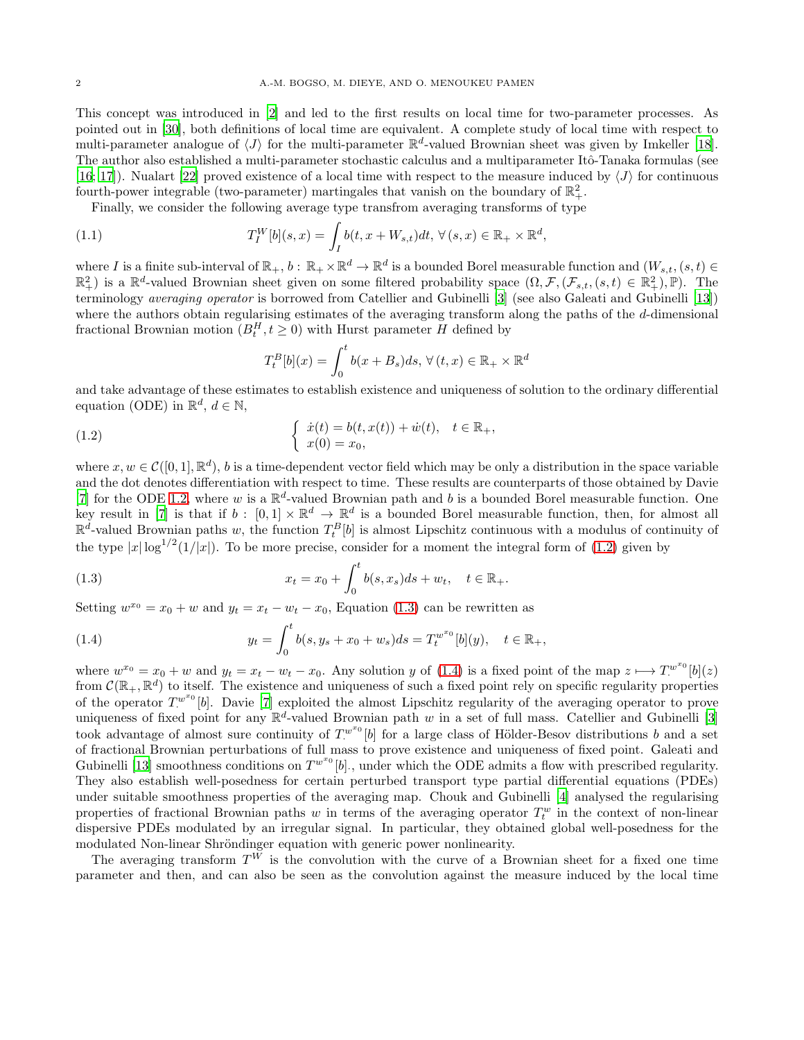This concept was introduced in [2] and led to the first results on local time for two-parameter processes. As pointed out in [30], both definitions of local time are equivalent. A complete study of local time with respect to multi-parameter analogue of $\langle J \rangle$ for the multi-parameter $\mathbb{R}^d$-valued Brownian sheet was given by Imkeller [18]. The author also established a multi-parameter stochastic calculus and a multiparameter Itô-Tanaka formulas (see [16; 17]). Nualart [22] proved existence of a local time with respect to the measure induced by $\langle J \rangle$ for continuous fourth-power integrable (two-parameter) martingales that vanish on the boundary of $\mathbb{R}^2_+$.

Finally, we consider the following average type transfrom averaging transforms of type

$$T_I^W[b](s,x) = \int_I b(t, x + W_{s,t})dt, \; \forall \, (s,x) \in \mathbb{R}_+ \times \mathbb{R}^d, \tag{1.1}$$

where $I$ is a finite sub-interval of $\mathbb{R}_+$, $b : \mathbb{R}_+ \times \mathbb{R}^d \to \mathbb{R}^d$ is a bounded Borel measurable function and $(W_{s,t}, (s,t) \in \mathbb{R}^2_+)$ is a $\mathbb{R}^d$-valued Brownian sheet given on some filtered probability space $(\Omega, \mathcal{F}, (\mathcal{F}_{s,t}, (s,t) \in \mathbb{R}^2_+), \mathbb{P})$. The terminology *averaging operator* is borrowed from Catellier and Gubinelli [3] (see also Galeati and Gubinelli [13]) where the authors obtain regularising estimates of the averaging transform along the paths of the $d$-dimensional fractional Brownian motion $(B^H_t, t \geq 0)$ with Hurst parameter $H$ defined by

$$T_t^B[b](x) = \int_0^t b(x + B_s)ds, \; \forall \, (t,x) \in \mathbb{R}_+ \times \mathbb{R}^d$$

and take advantage of these estimates to establish existence and uniqueness of solution to the ordinary differential equation (ODE) in $\mathbb{R}^d$, $d \in \mathbb{N}$,

$$\begin{cases} \dot{x}(t) = b(t, x(t)) + \dot{w}(t), \quad t \in \mathbb{R}_+, \\ x(0) = x_0, \end{cases} \tag{1.2}$$

where $x, w \in \mathcal{C}([0,1], \mathbb{R}^d)$, $b$ is a time-dependent vector field which may be only a distribution in the space variable and the dot denotes differentiation with respect to time. These results are counterparts of those obtained by Davie [7] for the ODE 1.2, where $w$ is a $\mathbb{R}^d$-valued Brownian path and $b$ is a bounded Borel measurable function. One key result in [7] is that if $b : [0,1] \times \mathbb{R}^d \to \mathbb{R}^d$ is a bounded Borel measurable function, then, for almost all $\mathbb{R}^d$-valued Brownian paths $w$, the function $T_t^B[b]$ is almost Lipschitz continuous with a modulus of continuity of the type $|x| \log^{1/2}(1/|x|)$. To be more precise, consider for a moment the integral form of (1.2) given by

$$x_t = x_0 + \int_0^t b(s, x_s)ds + w_t, \quad t \in \mathbb{R}_+. \tag{1.3}$$

Setting $w^{x_0} = x_0 + w$ and $y_t = x_t - w_t - x_0$, Equation (1.3) can be rewritten as

$$y_t = \int_0^t b(s, y_s + x_0 + w_s)ds = T_t^{w^{x_0}}[b](y), \quad t \in \mathbb{R}_+, \tag{1.4}$$

where $w^{x_0} = x_0 + w$ and $y_t = x_t - w_t - x_0$. Any solution $y$ of (1.4) is a fixed point of the map $z \longmapsto T_\cdot^{w^{x_0}}[b](z)$ from $\mathcal{C}(\mathbb{R}_+, \mathbb{R}^d)$ to itself. The existence and uniqueness of such a fixed point rely on specific regularity properties of the operator $T_\cdot^{w^{x_0}}[b]$. Davie [7] exploited the almost Lipschitz regularity of the averaging operator to prove uniqueness of fixed point for any $\mathbb{R}^d$-valued Brownian path $w$ in a set of full mass. Catellier and Gubinelli [3] took advantage of almost sure continuity of $T_\cdot^{w^{x_0}}[b]$ for a large class of Hölder-Besov distributions $b$ and a set of fractional Brownian perturbations of full mass to prove existence and uniqueness of fixed point. Galeati and Gubinelli [13] smoothness conditions on $T^{w^{x_0}}[b]_\cdot$, under which the ODE admits a flow with prescribed regularity. They also establish well-posedness for certain perturbed transport type partial differential equations (PDEs) under suitable smoothness properties of the averaging map. Chouk and Gubinelli [4] analysed the regularising properties of fractional Brownian paths $w$ in terms of the averaging operator $T_t^w$ in the context of non-linear dispersive PDEs modulated by an irregular signal. In particular, they obtained global well-posedness for the modulated Non-linear Shröndinger equation with generic power nonlinearity.

The averaging transform $T^W$ is the convolution with the curve of a Brownian sheet for a fixed one time parameter and then, and can also be seen as the convolution against the measure induced by the local time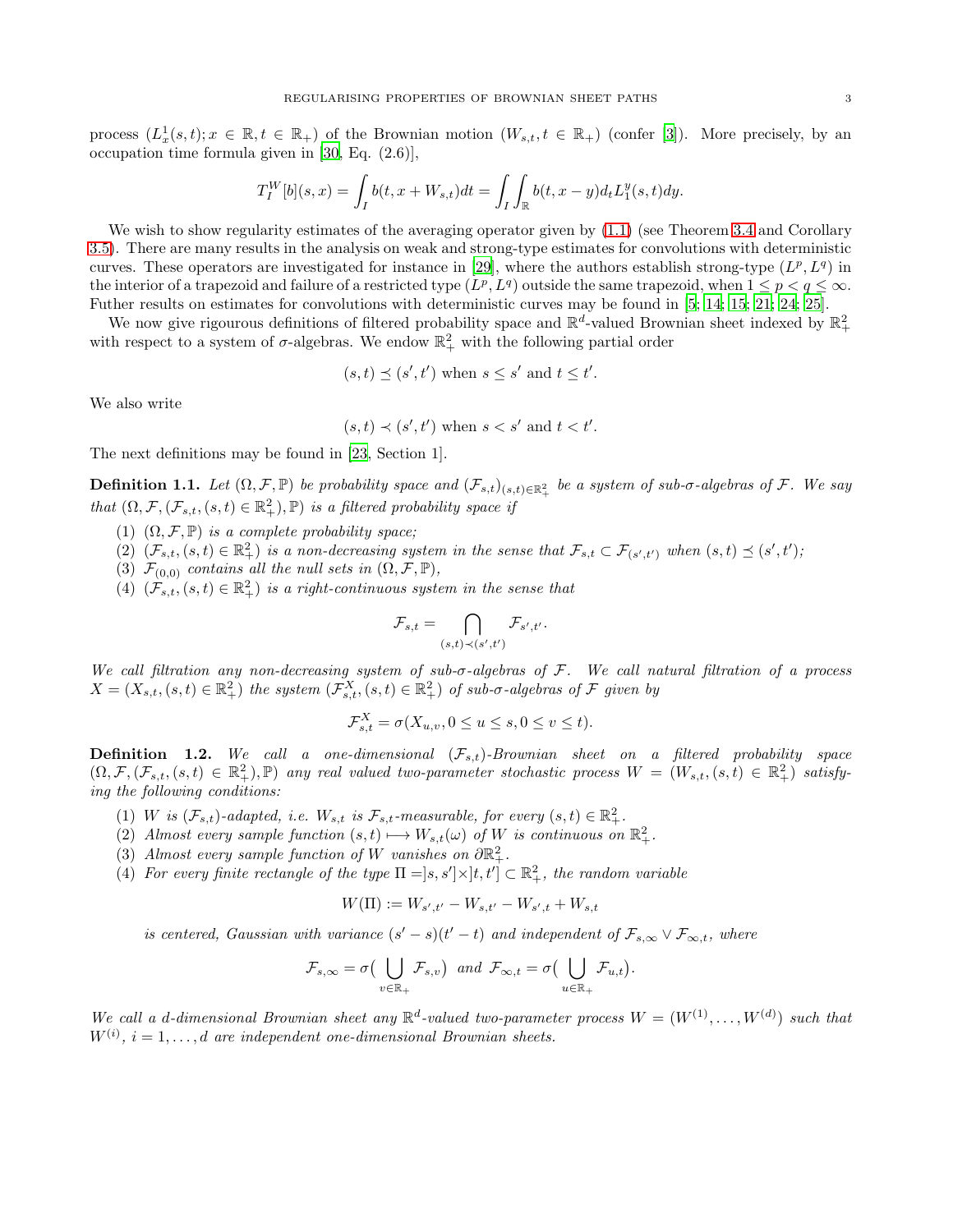process $(L_x^1(s,t); x \in \mathbb{R}, t \in \mathbb{R}_+)$ of the Brownian motion $(W_{s,t}, t \in \mathbb{R}_+)$ (confer [3]). More precisely, by an occupation time formula given in [30, Eq. (2.6)],

$$T_I^W[b](s,x) = \int_I b(t, x + W_{s,t})dt = \int_I \int_{\mathbb{R}} b(t, x - y)d_t L_1^y(s,t)dy.$$

We wish to show regularity estimates of the averaging operator given by (1.1) (see Theorem 3.4 and Corollary 3.5). There are many results in the analysis on weak and strong-type estimates for convolutions with deterministic curves. These operators are investigated for instance in [29], where the authors establish strong-type $(L^p, L^q)$ in the interior of a trapezoid and failure of a restricted type $(L^p, L^q)$ outside the same trapezoid, when $1 \le p < q \le \infty$. Futher results on estimates for convolutions with deterministic curves may be found in [5; 14; 15; 21; 24; 25].

We now give rigourous definitions of filtered probability space and $\mathbb{R}^d$-valued Brownian sheet indexed by $\mathbb{R}_+^2$ with respect to a system of $\sigma$-algebras. We endow $\mathbb{R}_+^2$ with the following partial order

$$(s,t) \preceq (s',t') \text{ when } s \le s' \text{ and } t \le t'.$$

We also write

$$(s,t) \prec (s',t') \text{ when } s < s' \text{ and } t < t'.$$

The next definitions may be found in [23, Section 1].

**Definition 1.1.** *Let $(\Omega, \mathcal{F}, \mathbb{P})$ be probability space and $(\mathcal{F}_{s,t})_{(s,t)\in\mathbb{R}_+^2}$ be a system of sub-$\sigma$-algebras of $\mathcal{F}$. We say that $(\Omega, \mathcal{F}, (\mathcal{F}_{s,t}, (s,t) \in \mathbb{R}_+^2), \mathbb{P})$ is a filtered probability space if*

1. *$(\Omega, \mathcal{F}, \mathbb{P})$ is a complete probability space;*
2. *$(\mathcal{F}_{s,t}, (s,t) \in \mathbb{R}_+^2)$ is a non-decreasing system in the sense that $\mathcal{F}_{s,t} \subset \mathcal{F}_{(s',t')}$ when $(s,t) \preceq (s',t')$;*
3. *$\mathcal{F}_{(0,0)}$ contains all the null sets in $(\Omega, \mathcal{F}, \mathbb{P})$,*
4. *$(\mathcal{F}_{s,t}, (s,t) \in \mathbb{R}_+^2)$ is a right-continuous system in the sense that*

$$\mathcal{F}_{s,t} = \bigcap_{(s,t)\prec(s',t')} \mathcal{F}_{s',t'}.$$

*We call filtration any non-decreasing system of sub-$\sigma$-algebras of $\mathcal{F}$. We call natural filtration of a process $X = (X_{s,t}, (s,t) \in \mathbb{R}_+^2)$ the system $(\mathcal{F}_{s,t}^X, (s,t) \in \mathbb{R}_+^2)$ of sub-$\sigma$-algebras of $\mathcal{F}$ given by*

$$\mathcal{F}_{s,t}^X = \sigma(X_{u,v}, 0 \le u \le s, 0 \le v \le t).$$

**Definition 1.2.** *We call a one-dimensional $(\mathcal{F}_{s,t})$-Brownian sheet on a filtered probability space $(\Omega, \mathcal{F}, (\mathcal{F}_{s,t}, (s,t) \in \mathbb{R}_+^2), \mathbb{P})$ any real valued two-parameter stochastic process $W = (W_{s,t}, (s,t) \in \mathbb{R}_+^2)$ satisfying the following conditions:*

1. *$W$ is $(\mathcal{F}_{s,t})$-adapted, i.e. $W_{s,t}$ is $\mathcal{F}_{s,t}$-measurable, for every $(s,t) \in \mathbb{R}_+^2$.*
2. *Almost every sample function $(s,t) \longmapsto W_{s,t}(\omega)$ of $W$ is continuous on $\mathbb{R}_+^2$.*
3. *Almost every sample function of $W$ vanishes on $\partial\mathbb{R}_+^2$.*
4. *For every finite rectangle of the type $\Pi = ]s,s'] \times ]t,t'] \subset \mathbb{R}_+^2$, the random variable*

$$W(\Pi) := W_{s',t'} - W_{s,t'} - W_{s',t} + W_{s,t}$$

*is centered, Gaussian with variance $(s'-s)(t'-t)$ and independent of $\mathcal{F}_{s,\infty} \vee \mathcal{F}_{\infty,t}$, where*

$$\mathcal{F}_{s,\infty} = \sigma\Big(\bigcup_{v\in\mathbb{R}_+} \mathcal{F}_{s,v}\Big) \text{ and } \mathcal{F}_{\infty,t} = \sigma\Big(\bigcup_{u\in\mathbb{R}_+} \mathcal{F}_{u,t}\Big).$$

*We call a $d$-dimensional Brownian sheet any $\mathbb{R}^d$-valued two-parameter process $W = (W^{(1)}, \dots, W^{(d)})$ such that $W^{(i)}$, $i = 1, \dots, d$ are independent one-dimensional Brownian sheets.*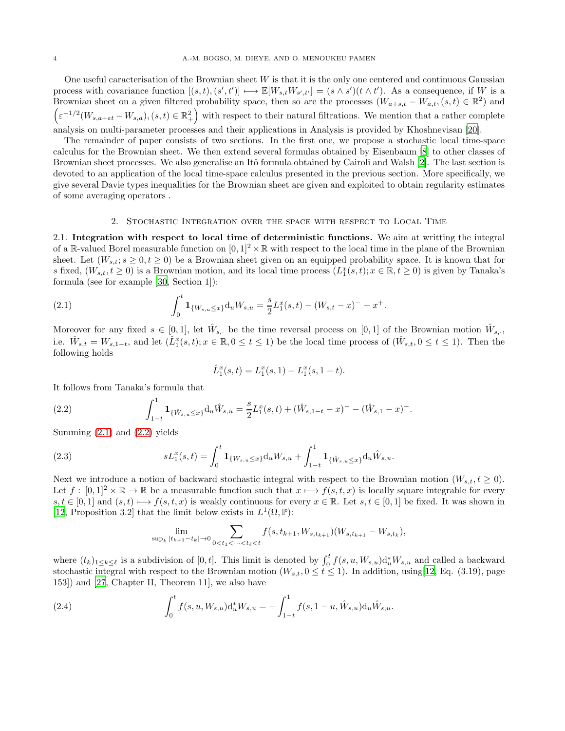One useful caracterisation of the Brownian sheet $W$ is that it is the only one centered and continuous Gaussian process with covariance function $[(s,t),(s',t')] \longmapsto \mathbb{E}[W_{s,t}W_{s',t'}] = (s \wedge s')(t \wedge t')$. As a consequence, if $W$ is a Brownian sheet on a given filtered probability space, then so are the processes $(W_{a+s,t} - W_{a,t}, (s,t) \in \mathbb{R}^2)$ and $\left(\varepsilon^{-1/2}(W_{s,a+\varepsilon t} - W_{s,a}), (s,t) \in \mathbb{R}_+^2\right)$ with respect to their natural filtrations. We mention that a rather complete analysis on multi-parameter processes and their applications in Analysis is provided by Khoshnevisan [20].

The remainder of paper consists of two sections. In the first one, we propose a stochastic local time-space calculus for the Brownian sheet. We then extend several formulas obtained by Eisenbaum [8] to other classes of Brownian sheet processes. We also generalise an Itô formula obtained by Cairoli and Walsh [2]. The last section is devoted to an application of the local time-space calculus presented in the previous section. More specifically, we give several Davie types inequalities for the Brownian sheet are given and exploited to obtain regularity estimates of some averaging operators .

## 2. Stochastic Integration over the space with respect to Local Time

**2.1. Integration with respect to local time of deterministic functions.** We aim at writting the integral of a $\mathbb{R}$-valued Borel measurable function on $[0,1]^2 \times \mathbb{R}$ with respect to the local time in the plane of the Brownian sheet. Let $(W_{s,t}; s \geq 0, t \geq 0)$ be a Brownian sheet given on an equipped probability space. It is known that for $s$ fixed, $(W_{s,t}, t \geq 0)$ is a Brownian motion, and its local time process $(L_1^x(s,t); x \in \mathbb{R}, t \geq 0)$ is given by Tanaka's formula (see for example [30, Section 1]):

$$\int_0^t \mathbf{1}_{\{W_{s,u} \leq x\}} \mathrm{d}_u W_{s,u} = \frac{s}{2} L_1^x(s,t) - (W_{s,t} - x)^- + x^+. \tag{2.1}$$

Moreover for any fixed $s \in [0,1]$, let $\hat{W}_{s,\cdot}$ be the time reversal process on $[0,1]$ of the Brownian motion $\hat{W}_{s,\cdot}$, i.e. $\hat{W}_{s,t} = W_{s,1-t}$, and let $(\hat{L}_1^x(s,t); x \in \mathbb{R}, 0 \leq t \leq 1)$ be the local time process of $(\hat{W}_{s,t}, 0 \leq t \leq 1)$. Then the following holds

$$\hat{L}_1^x(s,t) = L_1^x(s,1) - L_1^x(s,1-t).$$

It follows from Tanaka's formula that

$$\int_{1-t}^1 \mathbf{1}_{\{\hat{W}_{s,u} \leq x\}} \mathrm{d}_u \hat{W}_{s,u} = \frac{s}{2} L_1^x(s,t) + (\hat{W}_{s,1-t} - x)^- - (\hat{W}_{s,1} - x)^-. \tag{2.2}$$

Summing (2.1) and (2.2) yields

$$s L_1^x(s,t) = \int_0^t \mathbf{1}_{\{W_{s,u} \leq x\}} \mathrm{d}_u W_{s,u} + \int_{1-t}^1 \mathbf{1}_{\{\hat{W}_{s,u} \leq x\}} \mathrm{d}_u \hat{W}_{s,u}. \tag{2.3}$$

Next we introduce a notion of backward stochastic integral with respect to the Brownian motion $(W_{s,t}, t \geq 0)$. Let $f : [0,1]^2 \times \mathbb{R} \to \mathbb{R}$ be a measurable function such that $x \longmapsto f(s,t,x)$ is locally square integrable for every $s, t \in [0,1]$ and $(s,t) \longmapsto f(s,t,x)$ is weakly continuous for every $x \in \mathbb{R}$. Let $s, t \in [0,1]$ be fixed. It was shown in [12, Proposition 3.2] that the limit below exists in $L^1(\Omega, \mathbb{P})$:

$$\lim_{\sup_k |t_{k+1} - t_k| \to 0} \sum_{0 < t_1 < \cdots < t_\ell < t} f(s, t_{k+1}, W_{s,t_{k+1}})(W_{s,t_{k+1}} - W_{s,t_k}),$$

where $(t_k)_{1 \leq k \leq \ell}$ is a subdivision of $[0,t]$. This limit is denoted by $\int_0^t f(s,u,W_{s,u}) \mathrm{d}_u^* W_{s,u}$ and called a backward stochastic integral with respect to the Brownian motion $(W_{s,t}, 0 \leq t \leq 1)$. In addition, using [12, Eq. (3.19), page 153]) and [27, Chapter II, Theorem 11], we also have

$$\int_0^t f(s,u,W_{s,u}) \mathrm{d}_u^* W_{s,u} = -\int_{1-t}^1 f(s, 1-u, \hat{W}_{s,u}) \mathrm{d}_u \hat{W}_{s,u}. \tag{2.4}$$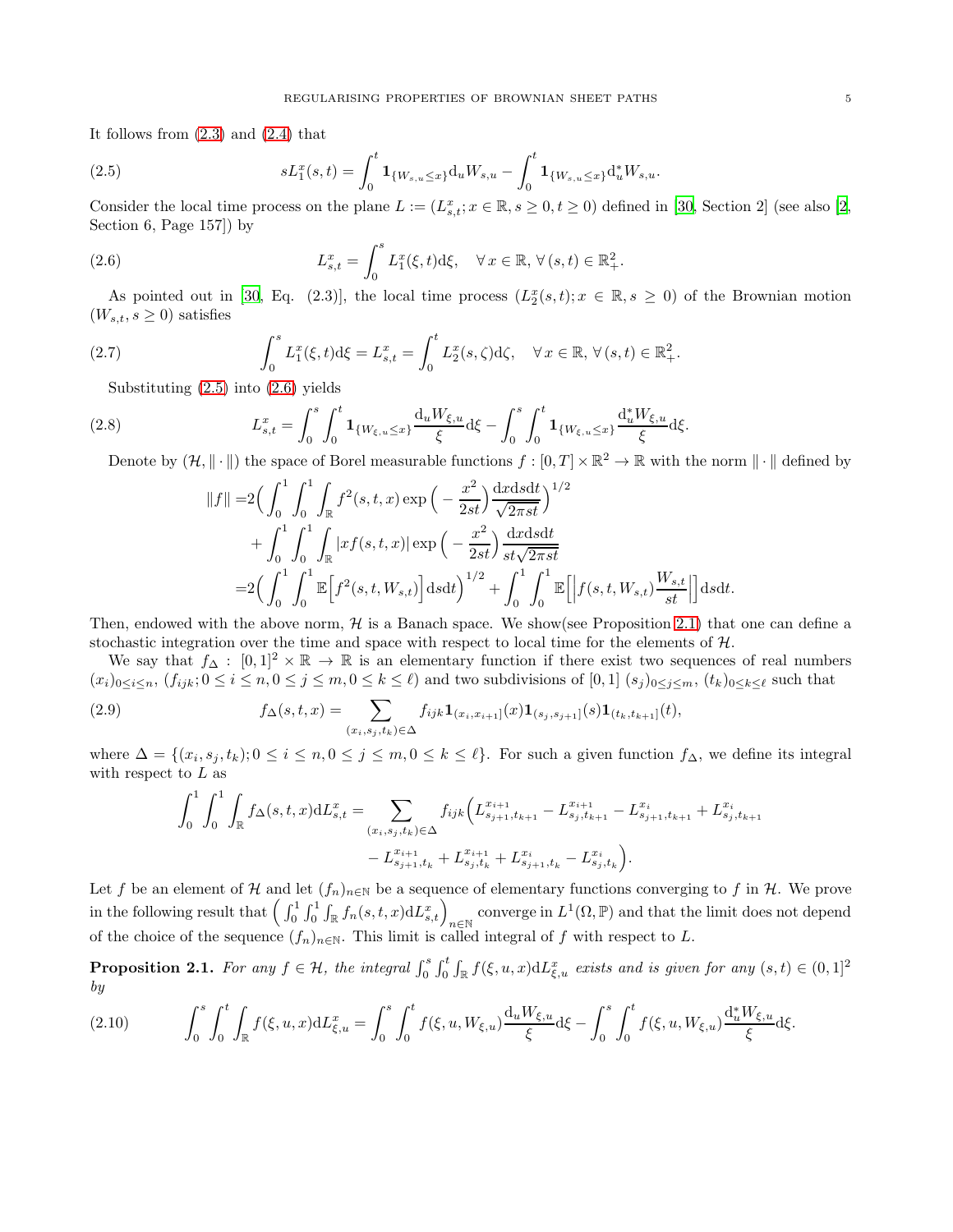It follows from (2.3) and (2.4) that

$$
sL_1^x(s,t) = \int_0^t \mathbf{1}_{\{W_{s,u}\le x\}} \mathrm{d}_u W_{s,u} - \int_0^t \mathbf{1}_{\{W_{s,u}\le x\}} \mathrm{d}_u^* W_{s,u}. \tag{2.5}
$$

Consider the local time process on the plane $L := (L^x_{s,t}; x\in\mathbb{R}, s\ge 0, t\ge 0)$ defined in [30, Section 2] (see also [2, Section 6, Page 157]) by

$$
L^x_{s,t} = \int_0^s L_1^x(\xi,t)\mathrm{d}\xi, \quad \forall\, x\in\mathbb{R},\ \forall\,(s,t)\in\mathbb{R}^2_+. \tag{2.6}
$$

As pointed out in [30, Eq. (2.3)], the local time process $(L_2^x(s,t); x\in\mathbb{R}, s\ge 0)$ of the Brownian motion $(W_{s,t}, s\ge 0)$ satisfies

$$
\int_0^s L_1^x(\xi,t)\mathrm{d}\xi = L^x_{s,t} = \int_0^t L_2^x(s,\zeta)\mathrm{d}\zeta, \quad \forall\, x\in\mathbb{R},\ \forall\,(s,t)\in\mathbb{R}^2_+. \tag{2.7}
$$

Substituting (2.5) into (2.6) yields

$$
L^x_{s,t} = \int_0^s\int_0^t \mathbf{1}_{\{W_{\xi,u}\le x\}} \frac{\mathrm{d}_u W_{\xi,u}}{\xi}\mathrm{d}\xi - \int_0^s\int_0^t \mathbf{1}_{\{W_{\xi,u}\le x\}} \frac{\mathrm{d}_u^* W_{\xi,u}}{\xi}\mathrm{d}\xi. \tag{2.8}
$$

Denote by $(\mathcal{H},\|\cdot\|)$ the space of Borel measurable functions $f:[0,T]\times\mathbb{R}^2\to\mathbb{R}$ with the norm $\|\cdot\|$ defined by

$$
\begin{aligned}
\|f\| =& 2\Big(\int_0^1\int_0^1\int_{\mathbb{R}} f^2(s,t,x)\exp\Big(-\frac{x^2}{2st}\Big)\frac{\mathrm{d}x\mathrm{d}s\mathrm{d}t}{\sqrt{2\pi st}}\Big)^{1/2}\\
&+\int_0^1\int_0^1\int_{\mathbb{R}} |xf(s,t,x)|\exp\Big(-\frac{x^2}{2st}\Big)\frac{\mathrm{d}x\mathrm{d}s\mathrm{d}t}{st\sqrt{2\pi st}}\\
=& 2\Big(\int_0^1\int_0^1 \mathbb{E}\Big[f^2(s,t,W_{s,t})\Big]\mathrm{d}s\mathrm{d}t\Big)^{1/2} + \int_0^1\int_0^1 \mathbb{E}\Big[\Big|f(s,t,W_{s,t})\frac{W_{s,t}}{st}\Big|\Big]\mathrm{d}s\mathrm{d}t.
\end{aligned}
$$

Then, endowed with the above norm, $\mathcal{H}$ is a Banach space. We show(see Proposition 2.1) that one can define a stochastic integration over the time and space with respect to local time for the elements of $\mathcal{H}$.

We say that $f_\Delta : [0,1]^2\times\mathbb{R}\to\mathbb{R}$ is an elementary function if there exist two sequences of real numbers $(x_i)_{0\le i\le n}$, $(f_{ijk}; 0\le i\le n, 0\le j\le m, 0\le k\le \ell)$ and two subdivisions of $[0,1]$ $(s_j)_{0\le j\le m}$, $(t_k)_{0\le k\le \ell}$ such that

$$
f_\Delta(s,t,x) = \sum_{(x_i,s_j,t_k)\in\Delta} f_{ijk}\mathbf{1}_{(x_i,x_{i+1}]}(x)\mathbf{1}_{(s_j,s_{j+1}]}(s)\mathbf{1}_{(t_k,t_{k+1}]}(t), \tag{2.9}
$$

where $\Delta = \{(x_i,s_j,t_k); 0\le i\le n, 0\le j\le m, 0\le k\le \ell\}$. For such a given function $f_\Delta$, we define its integral with respect to $L$ as

$$
\begin{aligned}
\int_0^1\int_0^1\int_{\mathbb{R}} f_\Delta(s,t,x)\mathrm{d}L^x_{s,t} = \sum_{(x_i,s_j,t_k)\in\Delta} f_{ijk}\Big(& L^{x_{i+1}}_{s_{j+1},t_{k+1}} - L^{x_{i+1}}_{s_j,t_{k+1}} - L^{x_i}_{s_{j+1},t_{k+1}} + L^{x_i}_{s_j,t_{k+1}}\\
&- L^{x_{i+1}}_{s_{j+1},t_k} + L^{x_{i+1}}_{s_j,t_k} + L^{x_i}_{s_{j+1},t_k} - L^{x_i}_{s_j,t_k}\Big).
\end{aligned}
$$

Let $f$ be an element of $\mathcal{H}$ and let $(f_n)_{n\in\mathbb{N}}$ be a sequence of elementary functions converging to $f$ in $\mathcal{H}$. We prove in the following result that $\Big(\int_0^1\int_0^1\int_{\mathbb{R}} f_n(s,t,x)\mathrm{d}L^x_{s,t}\Big)_{n\in\mathbb{N}}$ converge in $L^1(\Omega,\mathbb{P})$ and that the limit does not depend of the choice of the sequence $(f_n)_{n\in\mathbb{N}}$. This limit is called integral of $f$ with respect to $L$.

**Proposition 2.1.** *For any $f\in\mathcal{H}$, the integral $\int_0^s\int_0^t\int_{\mathbb{R}} f(\xi,u,x)\mathrm{d}L^x_{\xi,u}$ exists and is given for any $(s,t)\in(0,1]^2$ by*

$$
\int_0^s\int_0^t\int_{\mathbb{R}} f(\xi,u,x)\mathrm{d}L^x_{\xi,u} = \int_0^s\int_0^t f(\xi,u,W_{\xi,u})\frac{\mathrm{d}_u W_{\xi,u}}{\xi}\mathrm{d}\xi - \int_0^s\int_0^t f(\xi,u,W_{\xi,u})\frac{\mathrm{d}_u^* W_{\xi,u}}{\xi}\mathrm{d}\xi. \tag{2.10}
$$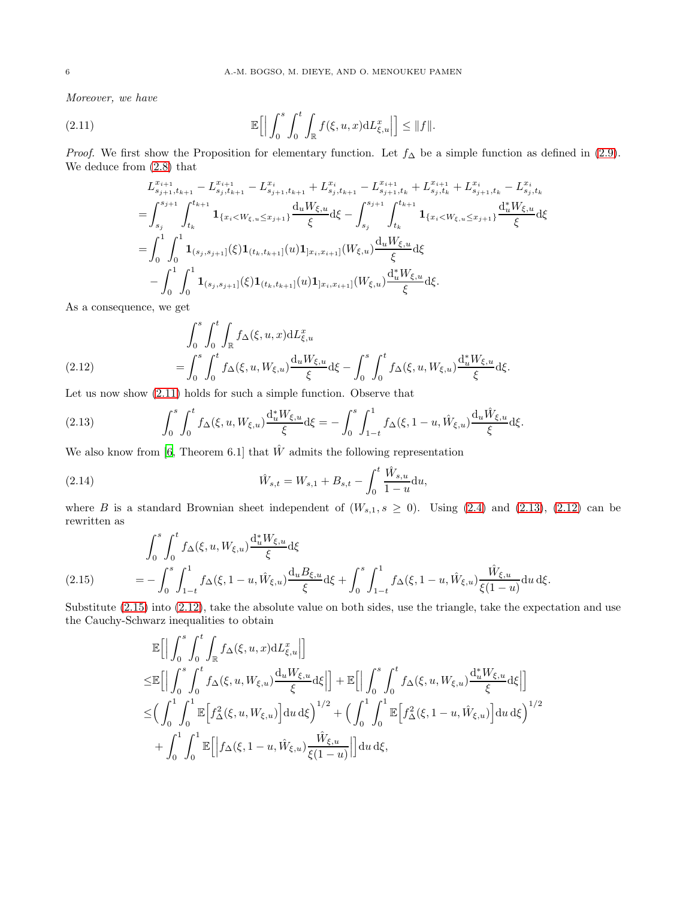*Moreover, we have*

$$\mathbb{E}\Big[\Big|\int_0^s\int_0^t\int_{\mathbb{R}} f(\xi,u,x)\mathrm{d}L^x_{\xi,u}\Big|\Big]\le \|f\|. \tag{2.11}$$

*Proof.* We first show the Proposition for elementary function. Let $f_\Delta$ be a simple function as defined in (2.9). We deduce from (2.8) that

$$\begin{aligned}
&L^{x_{i+1}}_{s_{j+1},t_{k+1}}-L^{x_{i+1}}_{s_j,t_{k+1}}-L^{x_i}_{s_{j+1},t_{k+1}}+L^{x_i}_{s_j,t_{k+1}}-L^{x_{i+1}}_{s_{j+1},t_k}+L^{x_{i+1}}_{s_j,t_k}+L^{x_i}_{s_{j+1},t_k}-L^{x_i}_{s_j,t_k}\\
=&\int_{s_j}^{s_{j+1}}\int_{t_k}^{t_{k+1}}\mathbf{1}_{\{x_i<W_{\xi,u}\le x_{j+1}\}}\frac{\mathrm{d}_uW_{\xi,u}}{\xi}\mathrm{d}\xi-\int_{s_j}^{s_{j+1}}\int_{t_k}^{t_{k+1}}\mathbf{1}_{\{x_i<W_{\xi,u}\le x_{j+1}\}}\frac{\mathrm{d}^*_uW_{\xi,u}}{\xi}\mathrm{d}\xi\\
=&\int_0^1\int_0^1\mathbf{1}_{(s_j,s_{j+1}]}(\xi)\mathbf{1}_{(t_k,t_{k+1}]}(u)\mathbf{1}_{]x_i,x_{i+1}]}(W_{\xi,u})\frac{\mathrm{d}_uW_{\xi,u}}{\xi}\mathrm{d}\xi\\
&-\int_0^1\int_0^1\mathbf{1}_{(s_j,s_{j+1}]}(\xi)\mathbf{1}_{(t_k,t_{k+1}]}(u)\mathbf{1}_{]x_i,x_{i+1}]}(W_{\xi,u})\frac{\mathrm{d}^*_uW_{\xi,u}}{\xi}\mathrm{d}\xi.
\end{aligned}$$

As a consequence, we get

$$\begin{aligned}
&\int_0^s\int_0^t\int_{\mathbb{R}} f_\Delta(\xi,u,x)\mathrm{d}L^x_{\xi,u}\\
&=\int_0^s\int_0^t f_\Delta(\xi,u,W_{\xi,u})\frac{\mathrm{d}_uW_{\xi,u}}{\xi}\mathrm{d}\xi-\int_0^s\int_0^t f_\Delta(\xi,u,W_{\xi,u})\frac{\mathrm{d}^*_uW_{\xi,u}}{\xi}\mathrm{d}\xi.
\end{aligned}\tag{2.12}$$

Let us now show (2.11) holds for such a simple function. Observe that

$$\int_0^s\int_0^t f_\Delta(\xi,u,W_{\xi,u})\frac{\mathrm{d}^*_uW_{\xi,u}}{\xi}\mathrm{d}\xi=-\int_0^s\int_{1-t}^1 f_\Delta(\xi,1-u,\hat W_{\xi,u})\frac{\mathrm{d}_u\hat W_{\xi,u}}{\xi}\mathrm{d}\xi. \tag{2.13}$$

We also know from [6, Theorem 6.1] that $\hat W$ admits the following representation

$$\hat W_{s,t}=W_{s,1}+B_{s,t}-\int_0^t\frac{\hat W_{s,u}}{1-u}\mathrm{d}u, \tag{2.14}$$

where $B$ is a standard Brownian sheet independent of $(W_{s,1},s\ge 0)$. Using (2.4) and (2.13), (2.12) can be rewritten as

$$\begin{aligned}
&\int_0^s\int_0^t f_\Delta(\xi,u,W_{\xi,u})\frac{\mathrm{d}^*_uW_{\xi,u}}{\xi}\mathrm{d}\xi\\
&=-\int_0^s\int_{1-t}^1 f_\Delta(\xi,1-u,\hat W_{\xi,u})\frac{\mathrm{d}_uB_{\xi,u}}{\xi}\mathrm{d}\xi+\int_0^s\int_{1-t}^1 f_\Delta(\xi,1-u,\hat W_{\xi,u})\frac{\hat W_{\xi,u}}{\xi(1-u)}\mathrm{d}u\,\mathrm{d}\xi.
\end{aligned}\tag{2.15}$$

Substitute (2.15) into (2.12), take the absolute value on both sides, use the triangle, take the expectation and use the Cauchy-Schwarz inequalities to obtain

$$\begin{aligned}
&\mathbb{E}\Big[\Big|\int_0^s\int_0^t\int_{\mathbb{R}} f_\Delta(\xi,u,x)\mathrm{d}L^x_{\xi,u}\Big|\Big]\\
\le&\mathbb{E}\Big[\Big|\int_0^s\int_0^t f_\Delta(\xi,u,W_{\xi,u})\frac{\mathrm{d}_uW_{\xi,u}}{\xi}\mathrm{d}\xi\Big|\Big]+\mathbb{E}\Big[\Big|\int_0^s\int_0^t f_\Delta(\xi,u,W_{\xi,u})\frac{\mathrm{d}^*_uW_{\xi,u}}{\xi}\mathrm{d}\xi\Big|\Big]\\
\le&\Big(\int_0^1\int_0^1\mathbb{E}\Big[f^2_\Delta(\xi,u,W_{\xi,u})\Big]\mathrm{d}u\,\mathrm{d}\xi\Big)^{1/2}+\Big(\int_0^1\int_0^1\mathbb{E}\Big[f^2_\Delta(\xi,1-u,\hat W_{\xi,u})\Big]\mathrm{d}u\,\mathrm{d}\xi\Big)^{1/2}\\
&+\int_0^1\int_0^1\mathbb{E}\Big[\Big|f_\Delta(\xi,1-u,\hat W_{\xi,u})\frac{\hat W_{\xi,u}}{\xi(1-u)}\Big|\Big]\mathrm{d}u\,\mathrm{d}\xi,
\end{aligned}$$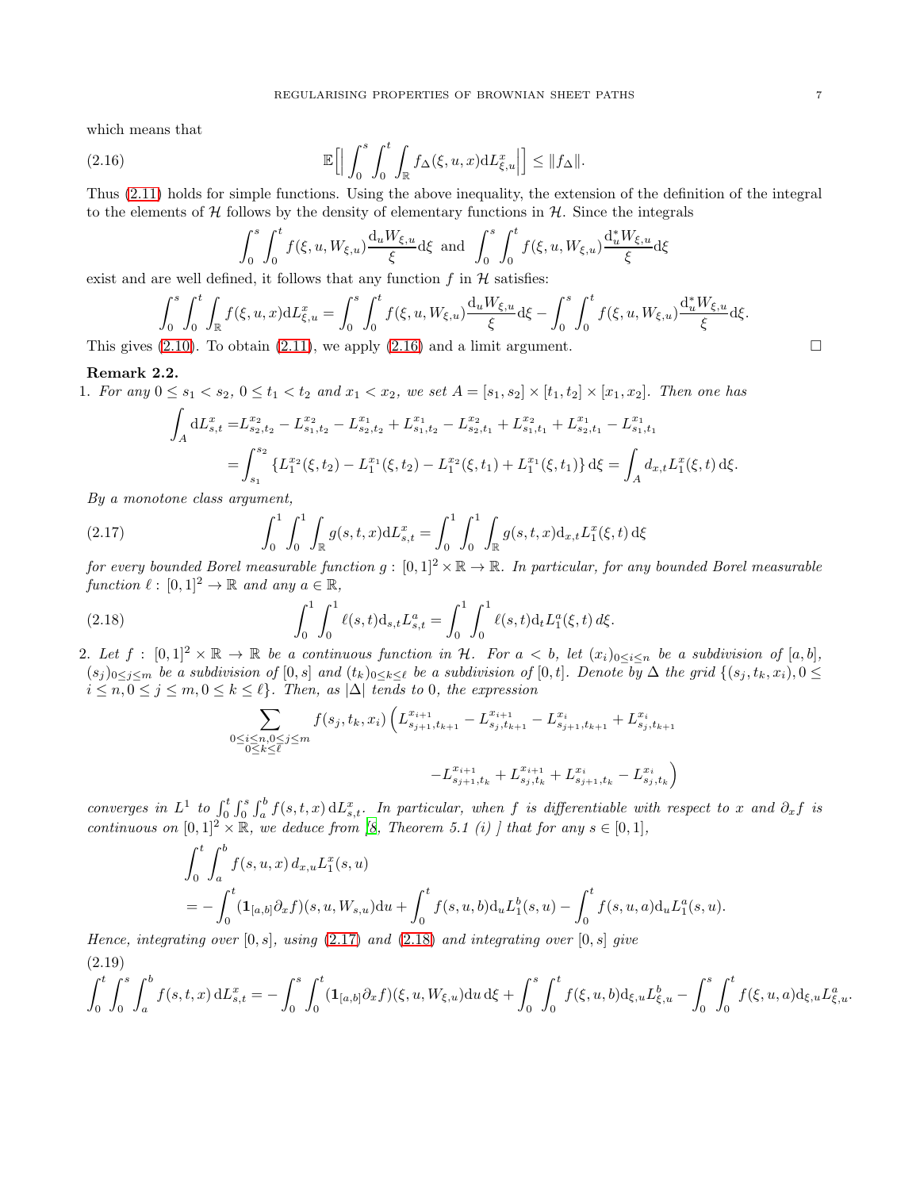which means that

$$\mathbb{E}\Big[\Big|\int_0^s\int_0^t\int_{\mathbb{R}} f_\Delta(\xi,u,x)\mathrm{d}L^x_{\xi,u}\Big|\Big] \le \|f_\Delta\|. \tag{2.16}$$

Thus (2.11) holds for simple functions. Using the above inequality, the extension of the definition of the integral to the elements of $\mathcal{H}$ follows by the density of elementary functions in $\mathcal{H}$. Since the integrals

$$\int_0^s\int_0^t f(\xi,u,W_{\xi,u})\frac{\mathrm{d}_u W_{\xi,u}}{\xi}\mathrm{d}\xi \text{ and } \int_0^s\int_0^t f(\xi,u,W_{\xi,u})\frac{\mathrm{d}^*_u W_{\xi,u}}{\xi}\mathrm{d}\xi$$

exist and are well defined, it follows that any function $f$ in $\mathcal{H}$ satisfies:

$$\int_0^s\int_0^t\int_{\mathbb{R}} f(\xi,u,x)\mathrm{d}L^x_{\xi,u} = \int_0^s\int_0^t f(\xi,u,W_{\xi,u})\frac{\mathrm{d}_u W_{\xi,u}}{\xi}\mathrm{d}\xi - \int_0^s\int_0^t f(\xi,u,W_{\xi,u})\frac{\mathrm{d}^*_u W_{\xi,u}}{\xi}\mathrm{d}\xi.$$

This gives (2.10). To obtain (2.11), we apply (2.16) and a limit argument. □

**Remark 2.2.**

1. *For any $0 \le s_1 < s_2$, $0 \le t_1 < t_2$ and $x_1 < x_2$, we set $A = [s_1,s_2]\times[t_1,t_2]\times[x_1,x_2]$. Then one has*

$$\begin{aligned}\int_A \mathrm{d}L^x_{s,t} &= L^{x_2}_{s_2,t_2} - L^{x_2}_{s_1,t_2} - L^{x_1}_{s_2,t_2} + L^{x_1}_{s_1,t_2} - L^{x_2}_{s_2,t_1} + L^{x_2}_{s_1,t_1} + L^{x_1}_{s_2,t_1} - L^{x_1}_{s_1,t_1}\\ &= \int_{s_1}^{s_2}\left\{L^{x_2}_1(\xi,t_2) - L^{x_1}_1(\xi,t_2) - L^{x_2}_1(\xi,t_1) + L^{x_1}_1(\xi,t_1)\right\}\mathrm{d}\xi = \int_A d_{x,t}L^x_1(\xi,t)\,\mathrm{d}\xi.\end{aligned}$$

   *By a monotone class argument,*

$$\int_0^1\int_0^1\int_{\mathbb{R}} g(s,t,x)\mathrm{d}L^x_{s,t} = \int_0^1\int_0^1\int_{\mathbb{R}} g(s,t,x)\mathrm{d}_{x,t}L^x_1(\xi,t)\,\mathrm{d}\xi \tag{2.17}$$

   *for every bounded Borel measurable function $g : [0,1]^2\times\mathbb{R}\to\mathbb{R}$. In particular, for any bounded Borel measurable function $\ell : [0,1]^2\to\mathbb{R}$ and any $a\in\mathbb{R}$,*

$$\int_0^1\int_0^1 \ell(s,t)\mathrm{d}_{s,t}L^a_{s,t} = \int_0^1\int_0^1 \ell(s,t)\mathrm{d}_t L^a_1(\xi,t)\,d\xi. \tag{2.18}$$

2. *Let $f : [0,1]^2\times\mathbb{R}\to\mathbb{R}$ be a continuous function in $\mathcal{H}$. For $a<b$, let $(x_i)_{0\le i\le n}$ be a subdivision of $[a,b]$, $(s_j)_{0\le j\le m}$ be a subdivision of $[0,s]$ and $(t_k)_{0\le k\le \ell}$ be a subdivision of $[0,t]$. Denote by $\Delta$ the grid $\{(s_j,t_k,x_i), 0\le i\le n, 0\le j\le m, 0\le k\le \ell\}$. Then, as $|\Delta|$ tends to 0, the expression*

$$\sum_{\substack{0\le i\le n, 0\le j\le m\\ 0\le k\le \ell}} f(s_j,t_k,x_i)\Big(L^{x_{i+1}}_{s_{j+1},t_{k+1}} - L^{x_{i+1}}_{s_j,t_{k+1}} - L^{x_i}_{s_{j+1},t_{k+1}} + L^{x_i}_{s_j,t_{k+1}} - L^{x_{i+1}}_{s_{j+1},t_k} + L^{x_{i+1}}_{s_j,t_k} + L^{x_i}_{s_{j+1},t_k} - L^{x_i}_{s_j,t_k}\Big)$$

   *converges in $L^1$ to $\int_0^t\int_0^s\int_a^b f(s,t,x)\,\mathrm{d}L^x_{s,t}$. In particular, when $f$ is differentiable with respect to $x$ and $\partial_x f$ is continuous on $[0,1]^2\times\mathbb{R}$, we deduce from [8, Theorem 5.1 (i) ] that for any $s\in[0,1]$,*

$$\begin{aligned}&\int_0^t\int_a^b f(s,u,x)\,d_{x,u}L^x_1(s,u)\\ &= -\int_0^t(\mathbf{1}_{[a,b]}\partial_x f)(s,u,W_{s,u})\mathrm{d}u + \int_0^t f(s,u,b)\mathrm{d}_u L^b_1(s,u) - \int_0^t f(s,u,a)\mathrm{d}_u L^a_1(s,u).\end{aligned}$$

   *Hence, integrating over $[0,s]$, using (2.17) and (2.18) and integrating over $[0,s]$ give*

$$\int_0^t\int_0^s\int_a^b f(s,t,x)\,\mathrm{d}L^x_{s,t} = -\int_0^s\int_0^t(\mathbf{1}_{[a,b]}\partial_x f)(\xi,u,W_{\xi,u})\mathrm{d}u\,\mathrm{d}\xi + \int_0^s\int_0^t f(\xi,u,b)\mathrm{d}_{\xi,u}L^b_{\xi,u} - \int_0^s\int_0^t f(\xi,u,a)\mathrm{d}_{\xi,u}L^a_{\xi,u}. \tag{2.19}$$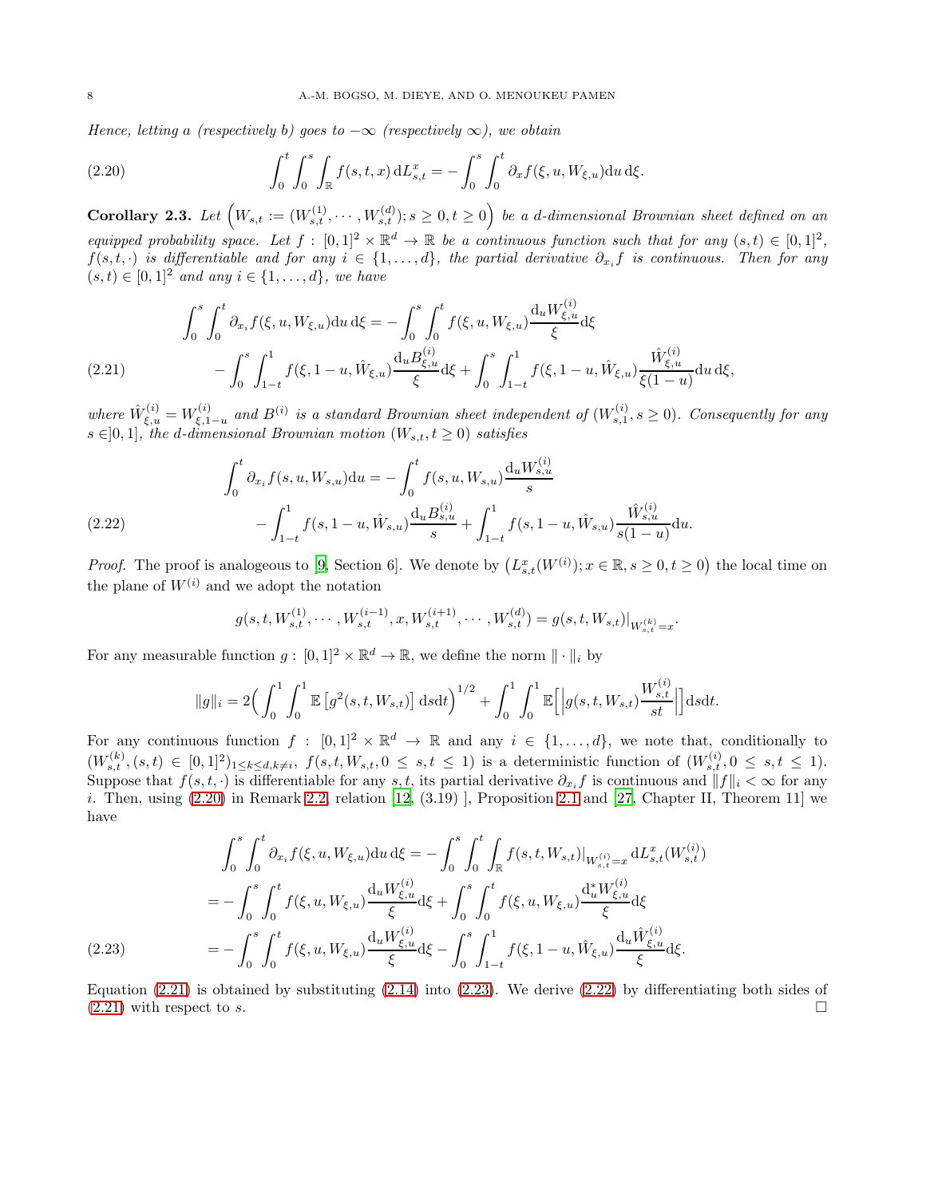*Hence, letting $a$ (respectively $b$) goes to $-\infty$ (respectively $\infty$), we obtain*

$$\int_0^t \int_0^s \int_{\mathbb{R}} f(s,t,x)\, \mathrm{d}L^x_{s,t} = -\int_0^s \int_0^t \partial_x f(\xi, u, W_{\xi,u}) \mathrm{d}u\, \mathrm{d}\xi. \tag{2.20}$$

**Corollary 2.3.** *Let $\left(W_{s,t} := (W^{(1)}_{s,t}, \cdots, W^{(d)}_{s,t}); s \geq 0, t \geq 0\right)$ be a $d$-dimensional Brownian sheet defined on an equipped probability space. Let $f : [0,1]^2 \times \mathbb{R}^d \to \mathbb{R}$ be a continuous function such that for any $(s,t) \in [0,1]^2$, $f(s,t,\cdot)$ is differentiable and for any $i \in \{1,\ldots,d\}$, the partial derivative $\partial_{x_i} f$ is continuous. Then for any $(s,t) \in [0,1]^2$ and any $i \in \{1,\ldots,d\}$, we have*

$$\begin{aligned}
\int_0^s \int_0^t \partial_{x_i} f(\xi, u, W_{\xi,u}) \mathrm{d}u\, \mathrm{d}\xi &= -\int_0^s \int_0^t f(\xi, u, W_{\xi,u}) \frac{\mathrm{d}_u W^{(i)}_{\xi,u}}{\xi} \mathrm{d}\xi \\
&- \int_0^s \int_{1-t}^1 f(\xi, 1-u, \hat{W}_{\xi,u}) \frac{\mathrm{d}_u B^{(i)}_{\xi,u}}{\xi} \mathrm{d}\xi + \int_0^s \int_{1-t}^1 f(\xi, 1-u, \hat{W}_{\xi,u}) \frac{\hat{W}^{(i)}_{\xi,u}}{\xi(1-u)} \mathrm{d}u\, \mathrm{d}\xi,
\end{aligned} \tag{2.21}$$

*where $\hat{W}^{(i)}_{\xi,u} = W^{(i)}_{\xi,1-u}$ and $B^{(i)}$ is a standard Brownian sheet independent of $(W^{(i)}_{s,1}, s \geq 0)$. Consequently for any $s \in ]0,1]$, the $d$-dimensional Brownian motion $(W_{s,t}, t \geq 0)$ satisfies*

$$\begin{aligned}
\int_0^t \partial_{x_i} f(s, u, W_{s,u}) \mathrm{d}u &= -\int_0^t f(s, u, W_{s,u}) \frac{\mathrm{d}_u W^{(i)}_{s,u}}{s} \\
&- \int_{1-t}^1 f(s, 1-u, \hat{W}_{s,u}) \frac{\mathrm{d}_u B^{(i)}_{s,u}}{s} + \int_{1-t}^1 f(s, 1-u, \hat{W}_{s,u}) \frac{\hat{W}^{(i)}_{s,u}}{s(1-u)} \mathrm{d}u.
\end{aligned} \tag{2.22}$$

*Proof.* The proof is analogeous to [9, Section 6]. We denote by $\left(L^x_{s,t}(W^{(i)}); x \in \mathbb{R}, s \geq 0, t \geq 0\right)$ the local time on the plane of $W^{(i)}$ and we adopt the notation

$$g(s,t,W^{(1)}_{s,t}, \cdots, W^{(i-1)}_{s,t}, x, W^{(i+1)}_{s,t}, \cdots, W^{(d)}_{s,t}) = g(s,t,W_{s,t})|_{W^{(k)}_{s,t} = x}.$$

For any measurable function $g : [0,1]^2 \times \mathbb{R}^d \to \mathbb{R}$, we define the norm $\|\cdot\|_i$ by

$$\|g\|_i = 2\Big(\int_0^1 \int_0^1 \mathbb{E}\left[g^2(s,t,W_{s,t})\right] \mathrm{d}s\mathrm{d}t\Big)^{1/2} + \int_0^1 \int_0^1 \mathbb{E}\Big[\Big|g(s,t,W_{s,t}) \frac{W^{(i)}_{s,t}}{st}\Big|\Big] \mathrm{d}s\mathrm{d}t.$$

For any continuous function $f : [0,1]^2 \times \mathbb{R}^d \to \mathbb{R}$ and any $i \in \{1,\ldots,d\}$, we note that, conditionally to $(W^{(k)}_{s,t}, (s,t) \in [0,1]^2)_{1 \leq k \leq d, k \neq i}$, $f(s,t,W_{s,t}, 0 \leq s,t \leq 1)$ is a deterministic function of $(W^{(i)}_{s,t}, 0 \leq s,t \leq 1)$. Suppose that $f(s,t,\cdot)$ is differentiable for any $s,t$, its partial derivative $\partial_{x_i} f$ is continuous and $\|f\|_i < \infty$ for any $i$. Then, using (2.20) in Remark 2.2, relation [12, (3.19) ], Proposition 2.1 and [27, Chapter II, Theorem 11] we have

$$\begin{aligned}
\int_0^s \int_0^t \partial_{x_i} f(\xi, u, W_{\xi,u}) \mathrm{d}u\, \mathrm{d}\xi &= -\int_0^s \int_0^t \int_{\mathbb{R}} f(s,t,W_{s,t})|_{W^{(i)}_{s,t} = x}\, \mathrm{d}L^x_{s,t}(W^{(i)}_{s,t}) \\
&= -\int_0^s \int_0^t f(\xi, u, W_{\xi,u}) \frac{\mathrm{d}_u W^{(i)}_{\xi,u}}{\xi} \mathrm{d}\xi + \int_0^s \int_0^t f(\xi, u, W_{\xi,u}) \frac{\mathrm{d}^*_u W^{(i)}_{\xi,u}}{\xi} \mathrm{d}\xi \\
&= -\int_0^s \int_0^t f(\xi, u, W_{\xi,u}) \frac{\mathrm{d}_u W^{(i)}_{\xi,u}}{\xi} \mathrm{d}\xi - \int_0^s \int_{1-t}^1 f(\xi, 1-u, \hat{W}_{\xi,u}) \frac{\mathrm{d}_u \hat{W}^{(i)}_{\xi,u}}{\xi} \mathrm{d}\xi.
\end{aligned} \tag{2.23}$$

Equation (2.21) is obtained by substituting (2.14) into (2.23). We derive (2.22) by differentiating both sides of (2.21) with respect to $s$. $\square$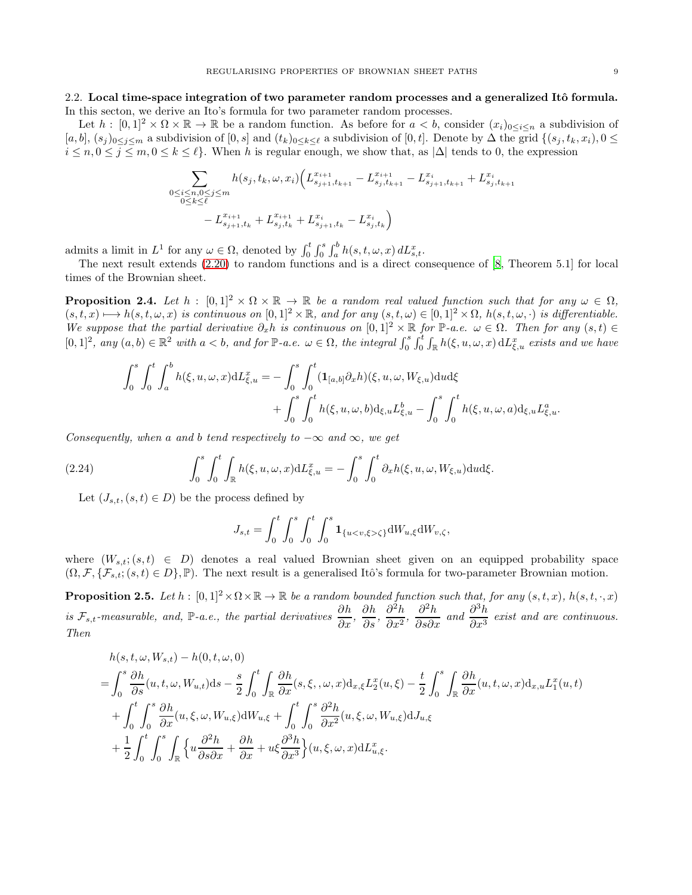**2.2. Local time-space integration of two parameter random processes and a generalized Itô formula.** In this secton, we derive an Ito's formula for two parameter random processes.

Let $h : [0,1]^2 \times \Omega \times \mathbb{R} \to \mathbb{R}$ be a random function. As before for $a < b$, consider $(x_i)_{0\leq i\leq n}$ a subdivision of $[a,b]$, $(s_j)_{0\leq j\leq m}$ a subdivision of $[0,s]$ and $(t_k)_{0\leq k\leq \ell}$ a subdivision of $[0,t]$. Denote by $\Delta$ the grid $\{(s_j,t_k,x_i), 0 \leq i \leq n, 0 \leq j \leq m, 0 \leq k \leq \ell\}$. When $h$ is regular enough, we show that, as $|\Delta|$ tends to 0, the expression

$$\sum_{\substack{0\leq i\leq n, 0\leq j\leq m\\ 0\leq k\leq \ell}} h(s_j,t_k,\omega,x_i)\Big(L^{x_{i+1}}_{s_{j+1},t_{k+1}} - L^{x_{i+1}}_{s_j,t_{k+1}} - L^{x_i}_{s_{j+1},t_{k+1}} + L^{x_i}_{s_j,t_{k+1}} \\ - L^{x_{i+1}}_{s_{j+1},t_k} + L^{x_{i+1}}_{s_j,t_k} + L^{x_i}_{s_{j+1},t_k} - L^{x_i}_{s_j,t_k}\Big)$$

admits a limit in $L^1$ for any $\omega \in \Omega$, denoted by $\int_0^t\int_0^s\int_a^b h(s,t,\omega,x)\, dL^x_{s,t}$.

The next result extends (2.20) to random functions and is a direct consequence of [8, Theorem 5.1] for local times of the Brownian sheet.

**Proposition 2.4.** *Let $h : [0,1]^2 \times \Omega \times \mathbb{R} \to \mathbb{R}$ be a random real valued function such that for any $\omega \in \Omega$, $(s,t,x) \longmapsto h(s,t,\omega,x)$ is continuous on $[0,1]^2 \times \mathbb{R}$, and for any $(s,t,\omega) \in [0,1]^2 \times \Omega$, $h(s,t,\omega,\cdot)$ is differentiable. We suppose that the partial derivative $\partial_x h$ is continuous on $[0,1]^2 \times \mathbb{R}$ for $\mathbb{P}$-a.e. $\omega \in \Omega$. Then for any $(s,t) \in [0,1]^2$, any $(a,b) \in \mathbb{R}^2$ with $a < b$, and for $\mathbb{P}$-a.e. $\omega \in \Omega$, the integral $\int_0^s\int_0^t\int_{\mathbb{R}} h(\xi,u,\omega,x)\,\mathrm{d}L^x_{\xi,u}$ exists and we have*

$$\int_0^s\int_0^t\int_a^b h(\xi,u,\omega,x)\mathrm{d}L^x_{\xi,u} = -\int_0^s\int_0^t (\mathbf{1}_{[a,b]}\partial_x h)(\xi,u,\omega,W_{\xi,u})\mathrm{d}u\mathrm{d}\xi \\ + \int_0^s\int_0^t h(\xi,u,\omega,b)\mathrm{d}_{\xi,u}L^b_{\xi,u} - \int_0^s\int_0^t h(\xi,u,\omega,a)\mathrm{d}_{\xi,u}L^a_{\xi,u}.$$

*Consequently, when $a$ and $b$ tend respectively to $-\infty$ and $\infty$, we get*

$$\int_0^s\int_0^t\int_{\mathbb{R}} h(\xi,u,\omega,x)\mathrm{d}L^x_{\xi,u} = -\int_0^s\int_0^t \partial_x h(\xi,u,\omega,W_{\xi,u})\mathrm{d}u\mathrm{d}\xi. \tag{2.24}$$

Let $(J_{s,t}, (s,t) \in D)$ be the process defined by

$$J_{s,t} = \int_0^t\int_0^s\int_0^t\int_0^s \mathbf{1}_{\{u<v,\xi>\zeta\}}\mathrm{d}W_{u,\xi}\mathrm{d}W_{v,\zeta},$$

where $(W_{s,t}; (s,t) \in D)$ denotes a real valued Brownian sheet given on an equipped probability space $(\Omega, \mathcal{F}, \{\mathcal{F}_{s,t}; (s,t) \in D\}, \mathbb{P})$. The next result is a generalised Itô's formula for two-parameter Brownian motion.

**Proposition 2.5.** *Let $h : [0,1]^2 \times \Omega \times \mathbb{R} \to \mathbb{R}$ be a random bounded function such that, for any $(s,t,x)$, $h(s,t,\cdot,x)$ is $\mathcal{F}_{s,t}$-measurable, and, $\mathbb{P}$-a.e., the partial derivatives $\frac{\partial h}{\partial x}$, $\frac{\partial h}{\partial s}$, $\frac{\partial^2 h}{\partial x^2}$, $\frac{\partial^2 h}{\partial s\partial x}$ and $\frac{\partial^3 h}{\partial x^3}$ exist and are continuous. Then*

$$\begin{aligned}
&h(s,t,\omega,W_{s,t}) - h(0,t,\omega,0)\\
=&\int_0^s \frac{\partial h}{\partial s}(u,t,\omega,W_{u,t})\mathrm{d}s - \frac{s}{2}\int_0^t\int_{\mathbb{R}}\frac{\partial h}{\partial x}(s,\xi,,\omega,x)\mathrm{d}_{x,\xi}L^x_2(u,\xi) - \frac{t}{2}\int_0^s\int_{\mathbb{R}}\frac{\partial h}{\partial x}(u,t,\omega,x)\mathrm{d}_{x,u}L^x_1(u,t)\\
&+\int_0^t\int_0^s \frac{\partial h}{\partial x}(u,\xi,\omega,W_{u,\xi})\mathrm{d}W_{u,\xi} + \int_0^t\int_0^s \frac{\partial^2 h}{\partial x^2}(u,\xi,\omega,W_{u,\xi})\mathrm{d}J_{u,\xi}\\
&+\frac{1}{2}\int_0^t\int_0^s\int_{\mathbb{R}}\Big\{u\frac{\partial^2 h}{\partial s\partial x} + \frac{\partial h}{\partial x} + u\xi\frac{\partial^3 h}{\partial x^3}\Big\}(u,\xi,\omega,x)\mathrm{d}L^x_{u,\xi}.
\end{aligned}$$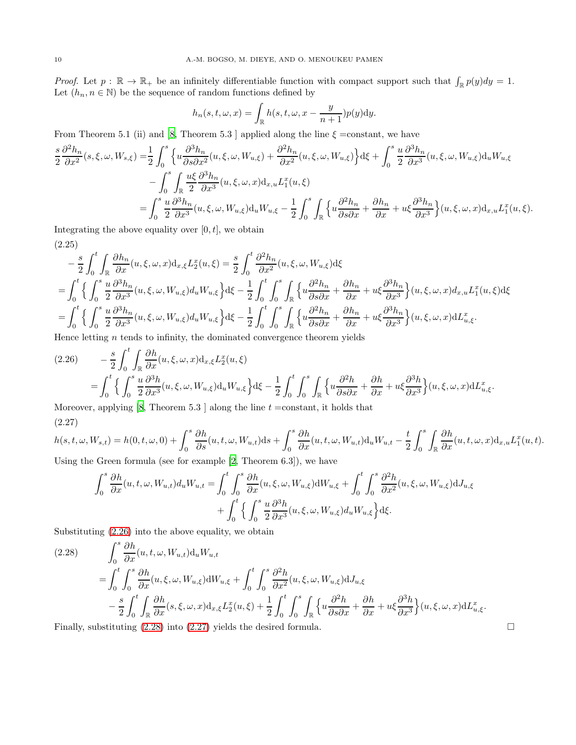*Proof.* Let $p : \mathbb{R} \to \mathbb{R}_+$ be an infinitely differentiable function with compact support such that $\int_{\mathbb{R}} p(y)dy = 1$. Let $(h_n, n \in \mathbb{N})$ be the sequence of random functions defined by

$$h_n(s,t,\omega,x) = \int_{\mathbb{R}} h(s,t,\omega,x - \frac{y}{n+1})p(y)\mathrm{d}y.$$

From Theorem 5.1 (ii) and [8, Theorem 5.3 ] applied along the line $\xi$ =constant, we have

$$\begin{aligned}
\frac{s}{2}\frac{\partial^2 h_n}{\partial x^2}(s,\xi,\omega,W_{s,\xi}) =& \frac{1}{2}\int_0^s \Big\{ u\frac{\partial^3 h_n}{\partial s\partial x^2}(u,\xi,\omega,W_{u,\xi}) + \frac{\partial^2 h_n}{\partial x^2}(u,\xi,\omega,W_{u,\xi})\Big\}\mathrm{d}\xi + \int_0^s \frac{u}{2}\frac{\partial^3 h_n}{\partial x^3}(u,\xi,\omega,W_{u,\xi})\mathrm{d}_u W_{u,\xi} \\
&- \int_0^s \int_{\mathbb{R}} \frac{u\xi}{2}\frac{\partial^3 h_n}{\partial x^3}(u,\xi,\omega,x)\mathrm{d}_{x,u}L_1^x(u,\xi) \\
=& \int_0^s \frac{u}{2}\frac{\partial^3 h_n}{\partial x^3}(u,\xi,\omega,W_{u,\xi})\mathrm{d}_u W_{u,\xi} - \frac{1}{2}\int_0^s \int_{\mathbb{R}} \Big\{ u\frac{\partial^2 h_n}{\partial s\partial x} + \frac{\partial h_n}{\partial x} + u\xi\frac{\partial^3 h_n}{\partial x^3}\Big\}(u,\xi,\omega,x)\mathrm{d}_{x,u}L_1^x(u,\xi).
\end{aligned}$$

Integrating the above equality over $[0,t]$, we obtain

(2.25)

$$\begin{aligned}
&-\frac{s}{2}\int_0^t \int_{\mathbb{R}} \frac{\partial h_n}{\partial x}(u,\xi,\omega,x)\mathrm{d}_{x,\xi}L_2^x(u,\xi) = \frac{s}{2}\int_0^t \frac{\partial^2 h_n}{\partial x^2}(u,\xi,\omega,W_{u,\xi})\mathrm{d}\xi \\
&= \int_0^t \Big\{ \int_0^s \frac{u}{2}\frac{\partial^3 h_n}{\partial x^3}(u,\xi,\omega,W_{u,\xi})d_u W_{u,\xi}\Big\}\mathrm{d}\xi - \frac{1}{2}\int_0^t \int_0^s \int_{\mathbb{R}} \Big\{ u\frac{\partial^2 h_n}{\partial s\partial x} + \frac{\partial h_n}{\partial x} + u\xi\frac{\partial^3 h_n}{\partial x^3}\Big\}(u,\xi,\omega,x)d_{x,u}L_1^x(u,\xi)\mathrm{d}\xi \\
&= \int_0^t \Big\{ \int_0^s \frac{u}{2}\frac{\partial^3 h_n}{\partial x^3}(u,\xi,\omega,W_{u,\xi})d_u W_{u,\xi}\Big\}\mathrm{d}\xi - \frac{1}{2}\int_0^t \int_0^s \int_{\mathbb{R}} \Big\{ u\frac{\partial^2 h_n}{\partial s\partial x} + \frac{\partial h_n}{\partial x} + u\xi\frac{\partial^3 h_n}{\partial x^3}\Big\}(u,\xi,\omega,x)\mathrm{d}L_{u,\xi}^x.
\end{aligned}$$

Hence letting $n$ tends to infinity, the dominated convergence theorem yields

$$\begin{aligned}
(2.26)\qquad &-\frac{s}{2}\int_0^t \int_{\mathbb{R}} \frac{\partial h}{\partial x}(u,\xi,\omega,x)\mathrm{d}_{x,\xi}L_2^x(u,\xi) \\
&= \int_0^t \Big\{ \int_0^s \frac{u}{2}\frac{\partial^3 h}{\partial x^3}(u,\xi,\omega,W_{u,\xi})\mathrm{d}_u W_{u,\xi}\Big\}\mathrm{d}\xi - \frac{1}{2}\int_0^t \int_0^s \int_{\mathbb{R}} \Big\{ u\frac{\partial^2 h}{\partial s\partial x} + \frac{\partial h}{\partial x} + u\xi\frac{\partial^3 h}{\partial x^3}\Big\}(u,\xi,\omega,x)\mathrm{d}L_{u,\xi}^x.
\end{aligned}$$

Moreover, applying [8, Theorem 5.3 ] along the line $t$ =constant, it holds that

(2.27)

$$h(s,t,\omega,W_{s,t}) = h(0,t,\omega,0) + \int_0^s \frac{\partial h}{\partial s}(u,t,\omega,W_{u,t})\mathrm{d}s + \int_0^s \frac{\partial h}{\partial x}(u,t,\omega,W_{u,t})\mathrm{d}_u W_{u,t} - \frac{t}{2}\int_0^s \int_{\mathbb{R}} \frac{\partial h}{\partial x}(u,t,\omega,x)\mathrm{d}_{x,u}L_1^x(u,t).$$

Using the Green formula (see for example [2, Theorem 6.3]), we have

$$\begin{aligned}
\int_0^s \frac{\partial h}{\partial x}(u,t,\omega,W_{u,t})d_u W_{u,t} =& \int_0^t \int_0^s \frac{\partial h}{\partial x}(u,\xi,\omega,W_{u,\xi})\mathrm{d}W_{u,\xi} + \int_0^t \int_0^s \frac{\partial^2 h}{\partial x^2}(u,\xi,\omega,W_{u,\xi})\mathrm{d}J_{u,\xi} \\
&+ \int_0^t \Big\{ \int_0^s \frac{u}{2}\frac{\partial^3 h}{\partial x^3}(u,\xi,\omega,W_{u,\xi})d_u W_{u,\xi}\Big\}\mathrm{d}\xi.
\end{aligned}$$

Substituting (2.26) into the above equality, we obtain

$$\begin{aligned}
(2.28)\qquad &\int_0^s \frac{\partial h}{\partial x}(u,t,\omega,W_{u,t})\mathrm{d}_u W_{u,t} \\
&= \int_0^t \int_0^s \frac{\partial h}{\partial x}(u,\xi,\omega,W_{u,\xi})\mathrm{d}W_{u,\xi} + \int_0^t \int_0^s \frac{\partial^2 h}{\partial x^2}(u,\xi,\omega,W_{u,\xi})\mathrm{d}J_{u,\xi} \\
&\quad - \frac{s}{2}\int_0^t \int_{\mathbb{R}} \frac{\partial h}{\partial x}(s,\xi,\omega,x)\mathrm{d}_{x,\xi}L_2^x(u,\xi) + \frac{1}{2}\int_0^t \int_0^s \int_{\mathbb{R}} \Big\{ u\frac{\partial^2 h}{\partial s\partial x} + \frac{\partial h}{\partial x} + u\xi\frac{\partial^3 h}{\partial x^3}\Big\}(u,\xi,\omega,x)\mathrm{d}L_{u,\xi}^x.
\end{aligned}$$

Finally, substituting (2.28) into (2.27) yields the desired formula. $\square$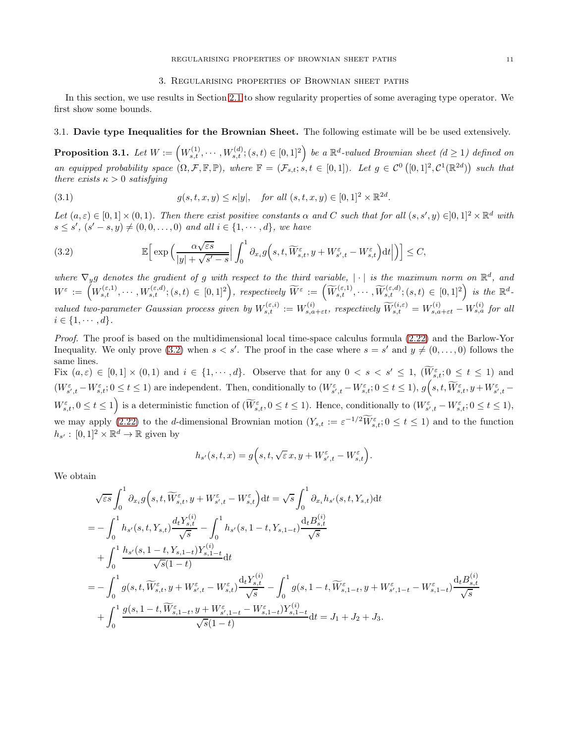# 3. Regularising properties of Brownian sheet paths

In this section, we use results in Section 2.1 to show regularity properties of some averaging type operator. We first show some bounds.

## 3.1. Davie type Inequalities for the Brownian Sheet.

The following estimate will be be used extensively.

**Proposition 3.1.** *Let $W := \Big(W^{(1)}_{s,t}, \cdots, W^{(d)}_{s,t}; (s,t) \in [0,1]^2\Big)$ be a $\mathbb{R}^d$-valued Brownian sheet ($d \geq 1$) defined on an equipped probability space $(\Omega, \mathcal{F}, \mathbb{F}, \mathbb{P})$, where $\mathbb{F} = (\mathcal{F}_{s,t}; s,t \in [0,1])$. Let $g \in \mathcal{C}^0\left([0,1]^2, \mathcal{C}^1(\mathbb{R}^{2d})\right)$ such that there exists $\kappa > 0$ satisfying*

$$g(s,t,x,y) \leq \kappa |y|, \quad \textit{for all } (s,t,x,y) \in [0,1]^2 \times \mathbb{R}^{2d}. \tag{3.1}$$

*Let $(a,\varepsilon) \in [0,1] \times (0,1)$. Then there exist positive constants $\alpha$ and $C$ such that for all $(s,s',y) \in ]0,1]^2 \times \mathbb{R}^d$ with $s \leq s'$, $(s'-s, y) \neq (0,0,\ldots,0)$ and all $i \in \{1,\cdots,d\}$, we have*

$$\mathbb{E}\Big[\exp\Big(\frac{\alpha\sqrt{\varepsilon s}}{|y| + \sqrt{s'-s}}\Big|\int_0^1 \partial_{x_i} g\Big(s,t,\widetilde{W}^{\varepsilon}_{s,t}, y + W^{\varepsilon}_{s',t} - W^{\varepsilon}_{s,t}\Big)\mathrm{d}t\Big|\Big)\Big] \leq C, \tag{3.2}$$

*where $\nabla_y g$ denotes the gradient of $g$ with respect to the third variable, $|\cdot|$ is the maximum norm on $\mathbb{R}^d$, and $W^{\varepsilon} := \Big(W^{(\varepsilon,1)}_{s,t}, \cdots, W^{(\varepsilon,d)}_{s,t}; (s,t) \in [0,1]^2\Big)$, respectively $\widetilde{W}^{\varepsilon} := \Big(\widetilde{W}^{(\varepsilon,1)}_{s,t}, \cdots, \widetilde{W}^{(\varepsilon,d)}_{s,t}; (s,t) \in [0,1]^2\Big)$ is the $\mathbb{R}^d$-valued two-parameter Gaussian process given by $W^{(\varepsilon,i)}_{s,t} := W^{(i)}_{s,a+\varepsilon t}$, respectively $\widetilde{W}^{(i,\varepsilon)}_{s,t} = W^{(i)}_{s,a+\varepsilon t} - W^{(i)}_{s,a}$ for all $i \in \{1,\cdots,d\}$.*

*Proof.* The proof is based on the multidimensional local time-space calculus formula (2.22) and the Barlow-Yor Inequality. We only prove (3.2) when $s < s'$. The proof in the case where $s = s'$ and $y \neq (0,\ldots,0)$ follows the same lines.

Fix $(a,\varepsilon) \in [0,1] \times (0,1)$ and $i \in \{1,\cdots,d\}$. Observe that for any $0 < s < s' \leq 1$, $(\widetilde{W}^{\varepsilon}_{s,t}; 0 \leq t \leq 1)$ and $(W^{\varepsilon}_{s',t} - W^{\varepsilon}_{s,t}; 0 \leq t \leq 1)$ are independent. Then, conditionally to $(W^{\varepsilon}_{s',t} - W^{\varepsilon}_{s,t}; 0 \leq t \leq 1)$, $g\Big(s,t,\widetilde{W}^{\varepsilon}_{s,t}, y + W^{\varepsilon}_{s',t} - W^{\varepsilon}_{s,t}, 0 \leq t \leq 1\Big)$ is a deterministic function of $(\widetilde{W}^{\varepsilon}_{s,t}, 0 \leq t \leq 1)$. Hence, conditionally to $(W^{\varepsilon}_{s',t} - W^{\varepsilon}_{s,t}; 0 \leq t \leq 1)$, we may apply (2.22) to the $d$-dimensional Brownian motion $(Y_{s,t} := \varepsilon^{-1/2}\widetilde{W}^{\varepsilon}_{s,t}; 0 \leq t \leq 1)$ and to the function $h_{s'} : [0,1]^2 \times \mathbb{R}^d \to \mathbb{R}$ given by

$$h_{s'}(s,t,x) = g\Big(s,t,\sqrt{\varepsilon}\,x, y + W^{\varepsilon}_{s',t} - W^{\varepsilon}_{s,t}\Big).$$

We obtain

$$\begin{aligned}
&\sqrt{\varepsilon s}\int_0^1 \partial_{x_i} g\Big(s,t,\widetilde{W}^{\varepsilon}_{s,t}, y + W^{\varepsilon}_{s',t} - W^{\varepsilon}_{s,t}\Big)\mathrm{d}t = \sqrt{s}\int_0^1 \partial_{x_i} h_{s'}(s,t,Y_{s,t})\mathrm{d}t \\
&= -\int_0^1 h_{s'}(s,t,Y_{s,t})\frac{\mathrm{d}_t Y^{(i)}_{s,t}}{\sqrt{s}} - \int_0^1 h_{s'}(s,1-t,Y_{s,1-t})\frac{\mathrm{d}_t B^{(i)}_{s,t}}{\sqrt{s}} \\
&\quad + \int_0^1 \frac{h_{s'}(s,1-t,Y_{s,1-t})Y^{(i)}_{s,1-t}}{\sqrt{s}(1-t)}\mathrm{d}t \\
&= -\int_0^1 g(s,t,\widetilde{W}^{\varepsilon}_{s,t}, y + W^{\varepsilon}_{s',t} - W^{\varepsilon}_{s,t})\frac{\mathrm{d}_t Y^{(i)}_{s,t}}{\sqrt{s}} - \int_0^1 g(s,1-t,\widetilde{W}^{\varepsilon}_{s,1-t}, y + W^{\varepsilon}_{s',1-t} - W^{\varepsilon}_{s,1-t})\frac{\mathrm{d}_t B^{(i)}_{s,t}}{\sqrt{s}} \\
&\quad + \int_0^1 \frac{g(s,1-t,\widetilde{W}^{\varepsilon}_{s,1-t}, y + W^{\varepsilon}_{s',1-t} - W^{\varepsilon}_{s,1-t})Y^{(i)}_{s,1-t}}{\sqrt{s}(1-t)}\mathrm{d}t = J_1 + J_2 + J_3.
\end{aligned}$$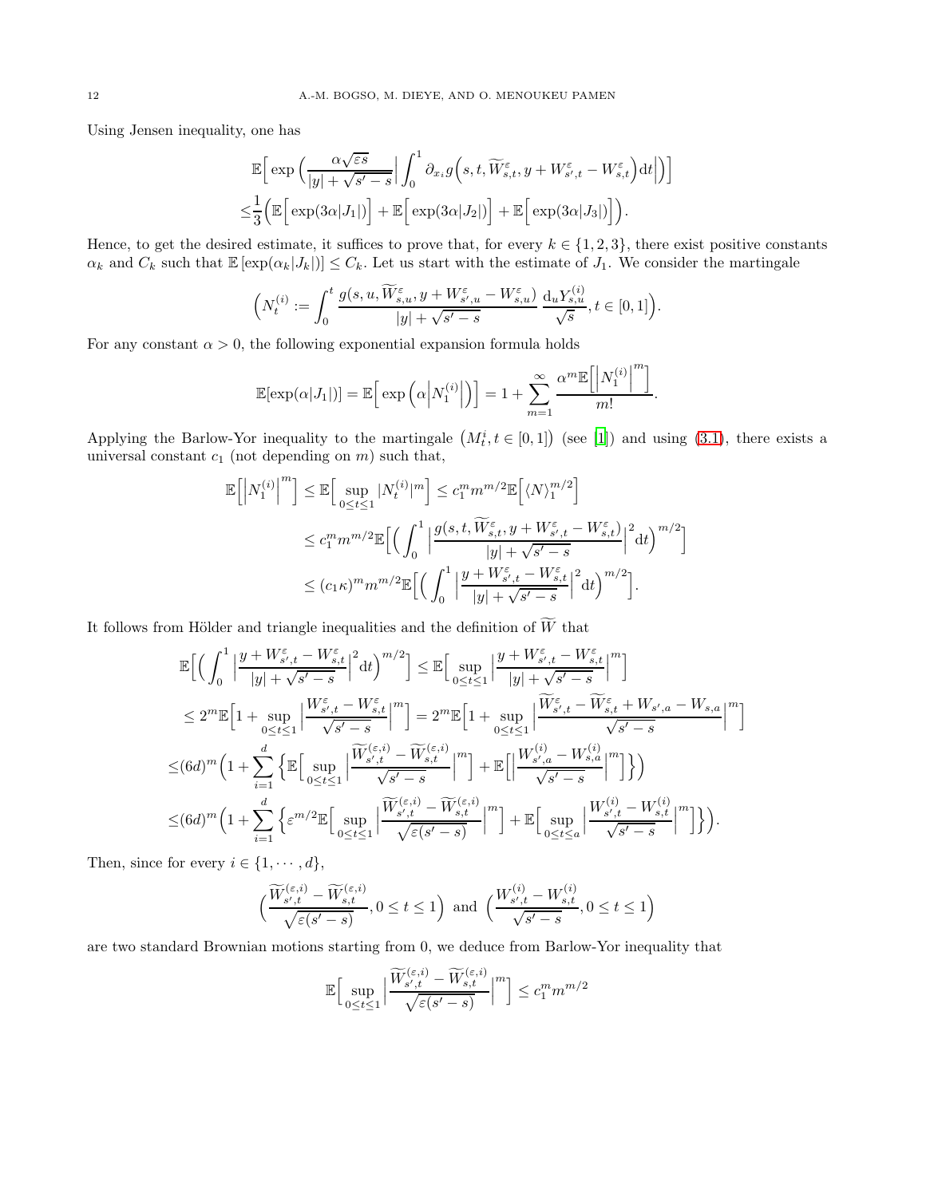Using Jensen inequality, one has

$$
\begin{aligned}
&\mathbb{E}\Big[\exp\Big(\frac{\alpha\sqrt{\varepsilon s}}{|y|+\sqrt{s'-s}}\Big|\int_0^1 \partial_{x_i} g\Big(s,t,\widetilde{W}^{\varepsilon}_{s,t},y+W^{\varepsilon}_{s',t}-W^{\varepsilon}_{s,t}\Big)\mathrm{d}t\Big|\Big)\Big]\\
\leq&\frac{1}{3}\Big(\mathbb{E}\Big[\exp(3\alpha|J_1|)\Big]+\mathbb{E}\Big[\exp(3\alpha|J_2|)\Big]+\mathbb{E}\Big[\exp(3\alpha|J_3|)\Big]\Big).
\end{aligned}
$$

Hence, to get the desired estimate, it suffices to prove that, for every $k\in\{1,2,3\}$, there exist positive constants $\alpha_k$ and $C_k$ such that $\mathbb{E}\left[\exp(\alpha_k|J_k|)\right]\leq C_k$. Let us start with the estimate of $J_1$. We consider the martingale

$$
\Big(N^{(i)}_t:=\int_0^t \frac{g(s,u,\widetilde{W}^{\varepsilon}_{s,u},y+W^{\varepsilon}_{s',u}-W^{\varepsilon}_{s,u})}{|y|+\sqrt{s'-s}}\,\frac{\mathrm{d}_u Y^{(i)}_{s,u}}{\sqrt{s}},t\in[0,1]\Big).
$$

For any constant $\alpha>0$, the following exponential expansion formula holds

$$
\mathbb{E}[\exp(\alpha|J_1|)]=\mathbb{E}\Big[\exp\Big(\alpha\Big|N^{(i)}_1\Big|\Big)\Big]=1+\sum_{m=1}^{\infty}\frac{\alpha^m\mathbb{E}\Big[\Big|N^{(i)}_1\Big|^m\Big]}{m!}.
$$

Applying the Barlow-Yor inequality to the martingale $\big(M_t,t\in[0,1]\big)$ (see [1]) and using (3.1), there exists a universal constant $c_1$ (not depending on $m$) such that,

$$
\begin{aligned}
\mathbb{E}\Big[\Big|N^{(i)}_1\Big|^m\Big]&\leq\mathbb{E}\Big[\sup_{0\leq t\leq 1}|N^{(i)}_t|^m\Big]\leq c_1^m m^{m/2}\mathbb{E}\Big[\langle N\rangle_1^{m/2}\Big]\\
&\leq c_1^m m^{m/2}\mathbb{E}\Big[\Big(\int_0^1\Big|\frac{g(s,t,\widetilde{W}^{\varepsilon}_{s,t},y+W^{\varepsilon}_{s',t}-W^{\varepsilon}_{s,t})}{|y|+\sqrt{s'-s}}\Big|^2\mathrm{d}t\Big)^{m/2}\Big]\\
&\leq (c_1\kappa)^m m^{m/2}\mathbb{E}\Big[\Big(\int_0^1\Big|\frac{y+W^{\varepsilon}_{s',t}-W^{\varepsilon}_{s,t}}{|y|+\sqrt{s'-s}}\Big|^2\mathrm{d}t\Big)^{m/2}\Big].
\end{aligned}
$$

It follows from Hölder and triangle inequalities and the definition of $\widetilde{W}$ that

$$
\begin{aligned}
&\mathbb{E}\Big[\Big(\int_0^1\Big|\frac{y+W^{\varepsilon}_{s',t}-W^{\varepsilon}_{s,t}}{|y|+\sqrt{s'-s}}\Big|^2\mathrm{d}t\Big)^{m/2}\Big]\leq\mathbb{E}\Big[\sup_{0\leq t\leq 1}\Big|\frac{y+W^{\varepsilon}_{s',t}-W^{\varepsilon}_{s,t}}{|y|+\sqrt{s'-s}}\Big|^m\Big]\\
&\leq 2^m\mathbb{E}\Big[1+\sup_{0\leq t\leq 1}\Big|\frac{W^{\varepsilon}_{s',t}-W^{\varepsilon}_{s,t}}{\sqrt{s'-s}}\Big|^m\Big]=2^m\mathbb{E}\Big[1+\sup_{0\leq t\leq 1}\Big|\frac{\widetilde{W}^{\varepsilon}_{s',t}-\widetilde{W}^{\varepsilon}_{s,t}+W_{s',a}-W_{s,a}}{\sqrt{s'-s}}\Big|^m\Big]\\
\leq&(6d)^m\Big(1+\sum_{i=1}^d\Big\{\mathbb{E}\Big[\sup_{0\leq t\leq 1}\Big|\frac{\widetilde{W}^{(\varepsilon,i)}_{s',t}-\widetilde{W}^{(\varepsilon,i)}_{s,t}}{\sqrt{s'-s}}\Big|^m\Big]+\mathbb{E}\Big[\Big|\frac{W^{(i)}_{s',a}-W^{(i)}_{s,a}}{\sqrt{s'-s}}\Big|^m\Big]\Big\}\Big)\\
\leq&(6d)^m\Big(1+\sum_{i=1}^d\Big\{\varepsilon^{m/2}\mathbb{E}\Big[\sup_{0\leq t\leq 1}\Big|\frac{\widetilde{W}^{(\varepsilon,i)}_{s',t}-\widetilde{W}^{(\varepsilon,i)}_{s,t}}{\sqrt{\varepsilon(s'-s)}}\Big|^m\Big]+\mathbb{E}\Big[\sup_{0\leq t\leq a}\Big|\frac{W^{(i)}_{s',t}-W^{(i)}_{s,t}}{\sqrt{s'-s}}\Big|^m\Big]\Big\}\Big).
\end{aligned}
$$

Then, since for every $i\in\{1,\cdots,d\}$,

$$
\Big(\frac{\widetilde{W}^{(\varepsilon,i)}_{s',t}-\widetilde{W}^{(\varepsilon,i)}_{s,t}}{\sqrt{\varepsilon(s'-s)}},0\leq t\leq 1\Big)\text{ and }\Big(\frac{W^{(i)}_{s',t}-W^{(i)}_{s,t}}{\sqrt{s'-s}},0\leq t\leq 1\Big)
$$

are two standard Brownian motions starting from 0, we deduce from Barlow-Yor inequality that

$$
\mathbb{E}\Big[\sup_{0\leq t\leq 1}\Big|\frac{\widetilde{W}^{(\varepsilon,i)}_{s',t}-\widetilde{W}^{(\varepsilon,i)}_{s,t}}{\sqrt{\varepsilon(s'-s)}}\Big|^m\Big]\leq c_1^m m^{m/2}
$$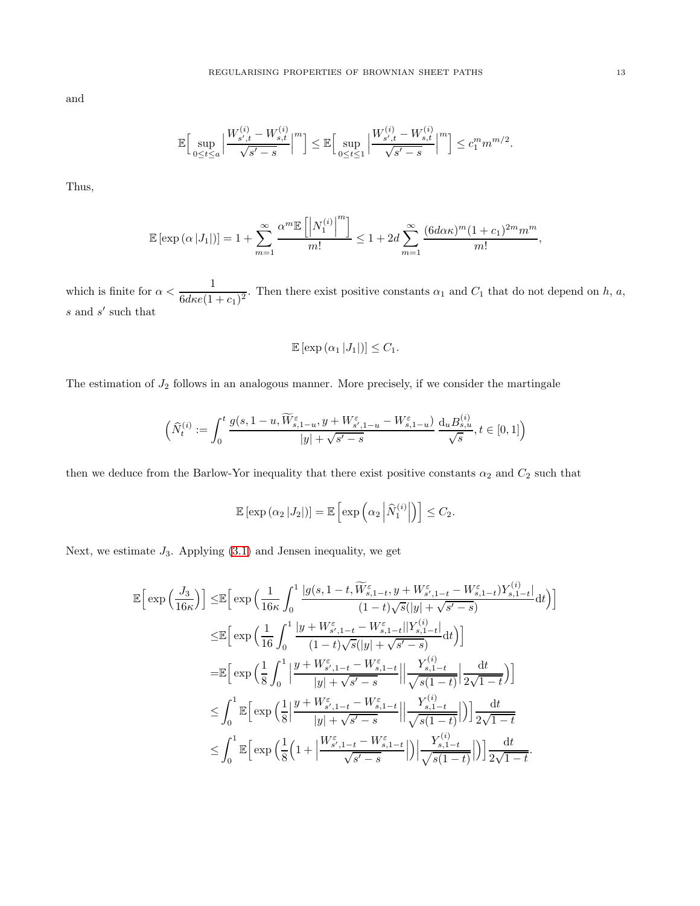and

$$\mathbb{E}\Big[\sup_{0\le t\le a}\Big|\frac{W^{(i)}_{s',t}-W^{(i)}_{s,t}}{\sqrt{s'-s}}\Big|^m\Big]\le \mathbb{E}\Big[\sup_{0\le t\le 1}\Big|\frac{W^{(i)}_{s',t}-W^{(i)}_{s,t}}{\sqrt{s'-s}}\Big|^m\Big]\le c_1^m m^{m/2}.$$

Thus,

$$\mathbb{E}\left[\exp\left(\alpha\left|J_1\right|\right)\right]=1+\sum_{m=1}^{\infty}\frac{\alpha^m\mathbb{E}\left[\left|N_1^{(i)}\right|^m\right]}{m!}\le 1+2d\sum_{m=1}^{\infty}\frac{(6d\alpha\kappa)^m(1+c_1)^{2m}m^m}{m!},$$

which is finite for $\alpha<\dfrac{1}{6d\kappa e(1+c_1)^2}$. Then there exist positive constants $\alpha_1$ and $C_1$ that do not depend on $h$, $a$, $s$ and $s'$ such that

$$\mathbb{E}\left[\exp\left(\alpha_1\left|J_1\right|\right)\right]\le C_1.$$

The estimation of $J_2$ follows in an analogous manner. More precisely, if we consider the martingale

$$\Big(\widehat{N}^{(i)}_t:=\int_0^t\frac{g(s,1-u,\widetilde{W}^{\varepsilon}_{s,1-u},y+W^{\varepsilon}_{s',1-u}-W^{\varepsilon}_{s,1-u})}{|y|+\sqrt{s'-s}}\,\frac{\mathrm{d}_uB^{(i)}_{s,u}}{\sqrt{s}},t\in[0,1]\Big)$$

then we deduce from the Barlow-Yor inequality that there exist positive constants $\alpha_2$ and $C_2$ such that

$$\mathbb{E}\left[\exp\left(\alpha_2\left|J_2\right|\right)\right]=\mathbb{E}\left[\exp\left(\alpha_2\left|\widehat{N}^{(i)}_1\right|\right)\right]\le C_2.$$

Next, we estimate $J_3$. Applying (3.1) and Jensen inequality, we get

$$\begin{aligned}
\mathbb{E}\Big[\exp\Big(\frac{J_3}{16\kappa}\Big)\Big]\le&\mathbb{E}\Big[\exp\Big(\frac{1}{16\kappa}\int_0^1\frac{|g(s,1-t,\widetilde{W}^{\varepsilon}_{s,1-t},y+W^{\varepsilon}_{s',1-t}-W^{\varepsilon}_{s,1-t})Y^{(i)}_{s,1-t}|}{(1-t)\sqrt{s}(|y|+\sqrt{s'-s})}\mathrm{d}t\Big)\Big]\\
\le&\mathbb{E}\Big[\exp\Big(\frac{1}{16}\int_0^1\frac{|y+W^{\varepsilon}_{s',1-t}-W^{\varepsilon}_{s,1-t}||Y^{(i)}_{s,1-t}|}{(1-t)\sqrt{s}(|y|+\sqrt{s'-s})}\mathrm{d}t\Big)\Big]\\
=&\mathbb{E}\Big[\exp\Big(\frac{1}{8}\int_0^1\Big|\frac{y+W^{\varepsilon}_{s',1-t}-W^{\varepsilon}_{s,1-t}}{|y|+\sqrt{s'-s}}\Big|\Big|\frac{Y^{(i)}_{s,1-t}}{\sqrt{s(1-t)}}\Big|\frac{\mathrm{d}t}{2\sqrt{1-t}}\Big)\Big]\\
\le&\int_0^1\mathbb{E}\Big[\exp\Big(\frac{1}{8}\Big|\frac{y+W^{\varepsilon}_{s',1-t}-W^{\varepsilon}_{s,1-t}}{|y|+\sqrt{s'-s}}\Big|\Big|\frac{Y^{(i)}_{s,1-t}}{\sqrt{s(1-t)}}\Big|\Big)\Big]\frac{\mathrm{d}t}{2\sqrt{1-t}}\\
\le&\int_0^1\mathbb{E}\Big[\exp\Big(\frac{1}{8}\Big(1+\Big|\frac{W^{\varepsilon}_{s',1-t}-W^{\varepsilon}_{s,1-t}}{\sqrt{s'-s}}\Big|\Big)\Big|\frac{Y^{(i)}_{s,1-t}}{\sqrt{s(1-t)}}\Big|\Big)\Big]\frac{\mathrm{d}t}{2\sqrt{1-t}}.
\end{aligned}$$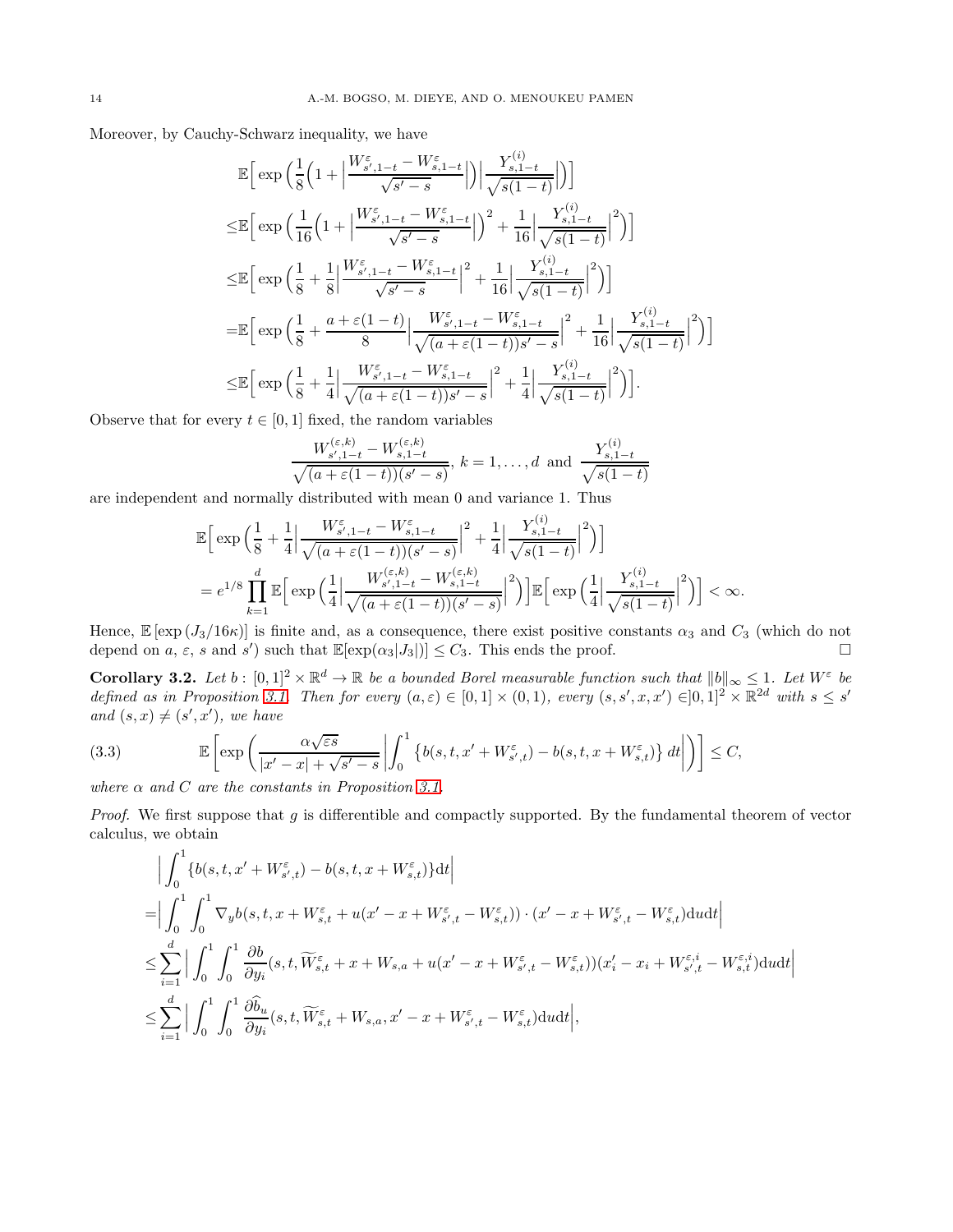Moreover, by Cauchy-Schwarz inequality, we have

$$
\begin{aligned}
&\mathbb{E}\Big[\exp\Big(\frac{1}{8}\Big(1+\Big|\frac{W^\varepsilon_{s',1-t}-W^\varepsilon_{s,1-t}}{\sqrt{s'-s}}\Big|\Big)\Big|\frac{Y^{(i)}_{s,1-t}}{\sqrt{s(1-t)}}\Big|\Big)\Big]\\
\le&\mathbb{E}\Big[\exp\Big(\frac{1}{16}\Big(1+\Big|\frac{W^\varepsilon_{s',1-t}-W^\varepsilon_{s,1-t}}{\sqrt{s'-s}}\Big|\Big)^2+\frac{1}{16}\Big|\frac{Y^{(i)}_{s,1-t}}{\sqrt{s(1-t)}}\Big|^2\Big)\Big]\\
\le&\mathbb{E}\Big[\exp\Big(\frac{1}{8}+\frac{1}{8}\Big|\frac{W^\varepsilon_{s',1-t}-W^\varepsilon_{s,1-t}}{\sqrt{s'-s}}\Big|^2+\frac{1}{16}\Big|\frac{Y^{(i)}_{s,1-t}}{\sqrt{s(1-t)}}\Big|^2\Big)\Big]\\
=&\mathbb{E}\Big[\exp\Big(\frac{1}{8}+\frac{a+\varepsilon(1-t)}{8}\Big|\frac{W^\varepsilon_{s',1-t}-W^\varepsilon_{s,1-t}}{\sqrt{(a+\varepsilon(1-t))s'-s}}\Big|^2+\frac{1}{16}\Big|\frac{Y^{(i)}_{s,1-t}}{\sqrt{s(1-t)}}\Big|^2\Big)\Big]\\
\le&\mathbb{E}\Big[\exp\Big(\frac{1}{8}+\frac{1}{4}\Big|\frac{W^\varepsilon_{s',1-t}-W^\varepsilon_{s,1-t}}{\sqrt{(a+\varepsilon(1-t))s'-s}}\Big|^2+\frac{1}{4}\Big|\frac{Y^{(i)}_{s,1-t}}{\sqrt{s(1-t)}}\Big|^2\Big)\Big].
\end{aligned}
$$

Observe that for every $t\in[0,1]$ fixed, the random variables

$$
\frac{W^{(\varepsilon,k)}_{s',1-t}-W^{(\varepsilon,k)}_{s,1-t}}{\sqrt{(a+\varepsilon(1-t))(s'-s)}},\ k=1,\dots,d \ \text{ and } \ \frac{Y^{(i)}_{s,1-t}}{\sqrt{s(1-t)}}
$$

are independent and normally distributed with mean 0 and variance 1. Thus

$$
\begin{aligned}
&\mathbb{E}\Big[\exp\Big(\frac{1}{8}+\frac{1}{4}\Big|\frac{W^\varepsilon_{s',1-t}-W^\varepsilon_{s,1-t}}{\sqrt{(a+\varepsilon(1-t))(s'-s)}}\Big|^2+\frac{1}{4}\Big|\frac{Y^{(i)}_{s,1-t}}{\sqrt{s(1-t)}}\Big|^2\Big)\Big]\\
&=e^{1/8}\prod_{k=1}^d\mathbb{E}\Big[\exp\Big(\frac{1}{4}\Big|\frac{W^{(\varepsilon,k)}_{s',1-t}-W^{(\varepsilon,k)}_{s,1-t}}{\sqrt{(a+\varepsilon(1-t))(s'-s)}}\Big|^2\Big)\Big]\mathbb{E}\Big[\exp\Big(\frac{1}{4}\Big|\frac{Y^{(i)}_{s,1-t}}{\sqrt{s(1-t)}}\Big|^2\Big)\Big]<\infty.
\end{aligned}
$$

Hence, $\mathbb{E}\left[\exp\left(J_3/16\kappa\right)\right]$ is finite and, as a consequence, there exist positive constants $\alpha_3$ and $C_3$ (which do not depend on $a$, $\varepsilon$, $s$ and $s'$) such that $\mathbb{E}[\exp(\alpha_3|J_3|)]\le C_3$. This ends the proof. □

**Corollary 3.2.** *Let $b:[0,1]^2\times\mathbb{R}^d\to\mathbb{R}$ be a bounded Borel measurable function such that $\|b\|_\infty\le 1$. Let $W^\varepsilon$ be defined as in Proposition 3.1. Then for every $(a,\varepsilon)\in[0,1]\times(0,1)$, every $(s,s',x,x')\in]0,1]^2\times\mathbb{R}^{2d}$ with $s\le s'$ and $(s,x)\neq(s',x')$, we have*

$$
\mathbb{E}\left[\exp\left(\frac{\alpha\sqrt{\varepsilon s}}{|x'-x|+\sqrt{s'-s}}\left|\int_0^1\left\{b(s,t,x'+W^\varepsilon_{s',t})-b(s,t,x+W^\varepsilon_{s,t})\right\}dt\right|\right)\right]\le C, \tag{3.3}
$$

*where $\alpha$ and $C$ are the constants in Proposition 3.1.*

*Proof.* We first suppose that $g$ is differentible and compactly supported. By the fundamental theorem of vector calculus, we obtain

$$
\begin{aligned}
&\Big|\int_0^1\{b(s,t,x'+W^\varepsilon_{s',t})-b(s,t,x+W^\varepsilon_{s,t})\}\mathrm{d}t\Big|\\
=&\Big|\int_0^1\int_0^1\nabla_y b(s,t,x+W^\varepsilon_{s,t}+u(x'-x+W^\varepsilon_{s',t}-W^\varepsilon_{s,t}))\cdot(x'-x+W^\varepsilon_{s',t}-W^\varepsilon_{s,t})\mathrm{d}u\mathrm{d}t\Big|\\
\le&\sum_{i=1}^d\Big|\int_0^1\int_0^1\frac{\partial b}{\partial y_i}(s,t,\widetilde{W}^\varepsilon_{s,t}+x+W_{s,a}+u(x'-x+W^\varepsilon_{s',t}-W^\varepsilon_{s,t}))(x'_i-x_i+W^{\varepsilon,i}_{s',t}-W^{\varepsilon,i}_{s,t})\mathrm{d}u\mathrm{d}t\Big|\\
\le&\sum_{i=1}^d\Big|\int_0^1\int_0^1\frac{\partial\widehat{b}_u}{\partial y_i}(s,t,\widetilde{W}^\varepsilon_{s,t}+W_{s,a},x'-x+W^\varepsilon_{s',t}-W^\varepsilon_{s,t})\mathrm{d}u\mathrm{d}t\Big|,
\end{aligned}
$$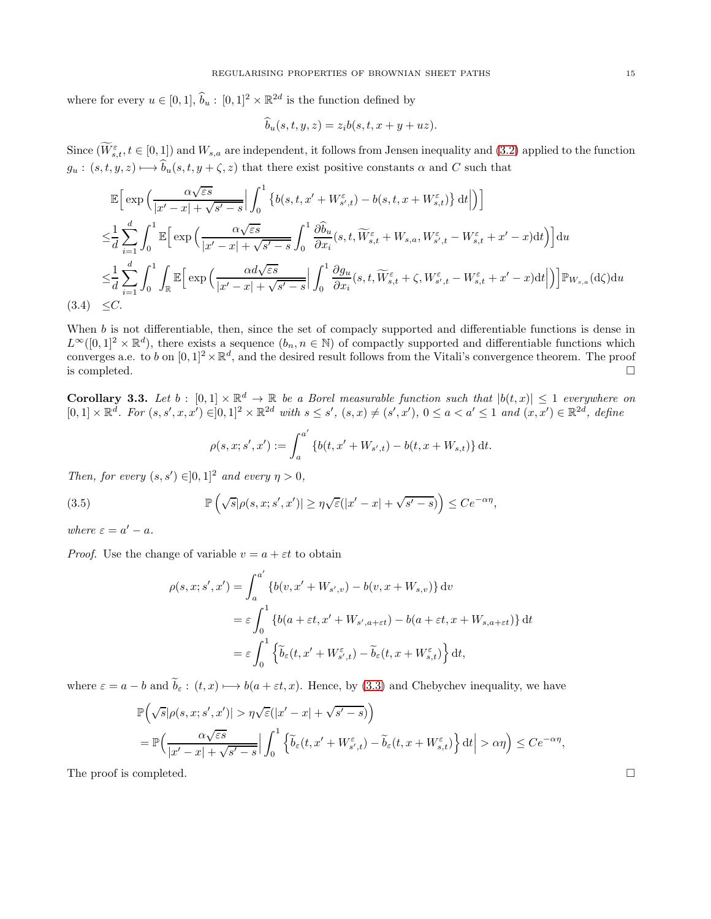where for every $u \in [0,1]$, $\widehat{b}_u : [0,1]^2 \times \mathbb{R}^{2d}$ is the function defined by

$$\widehat{b}_u(s,t,y,z) = z_i b(s,t,x+y+uz).$$

Since $(\widetilde{W}^{\varepsilon}_{s,t}, t \in [0,1])$ and $W_{s,a}$ are independent, it follows from Jensen inequality and (3.2) applied to the function $g_u : (s,t,y,z) \longmapsto \widehat{b}_u(s,t,y+\zeta,z)$ that there exist positive constants $\alpha$ and $C$ such that

$$
\begin{aligned}
&\mathbb{E}\Big[\exp\Big(\frac{\alpha\sqrt{\varepsilon s}}{|x'-x|+\sqrt{s'-s}}\Big|\int_0^1 \big\{b(s,t,x'+W^{\varepsilon}_{s',t}) - b(s,t,x+W^{\varepsilon}_{s,t})\big\}\,\mathrm{d}t\Big|\Big)\Big] \\
\leq& \frac{1}{d}\sum_{i=1}^d \int_0^1 \mathbb{E}\Big[\exp\Big(\frac{\alpha\sqrt{\varepsilon s}}{|x'-x|+\sqrt{s'-s}}\int_0^1 \frac{\partial \widehat{b}_u}{\partial x_i}(s,t,\widetilde{W}^{\varepsilon}_{s,t}+W_{s,a}, W^{\varepsilon}_{s',t}-W^{\varepsilon}_{s,t}+x'-x)\mathrm{d}t\Big)\Big]\mathrm{d}u \\
\leq& \frac{1}{d}\sum_{i=1}^d \int_0^1 \int_{\mathbb{R}} \mathbb{E}\Big[\exp\Big(\frac{\alpha d\sqrt{\varepsilon s}}{|x'-x|+\sqrt{s'-s}}\Big|\int_0^1 \frac{\partial g_u}{\partial x_i}(s,t,\widetilde{W}^{\varepsilon}_{s,t}+\zeta, W^{\varepsilon}_{s',t}-W^{\varepsilon}_{s,t}+x'-x)\mathrm{d}t\Big|\Big)\Big]\mathbb{P}_{W_{s,a}}(\mathrm{d}\zeta)\mathrm{d}u \\
\leq& C. \qquad (3.4)
\end{aligned}
$$

When $b$ is not differentiable, then, since the set of compactly supported and differentiable functions is dense in $L^\infty([0,1]^2 \times \mathbb{R}^d)$, there exists a sequence $(b_n, n \in \mathbb{N})$ of compactly supported and differentiable functions which converges a.e. to $b$ on $[0,1]^2 \times \mathbb{R}^d$, and the desired result follows from the Vitali's convergence theorem. The proof is completed. $\square$

**Corollary 3.3.** *Let $b : [0,1] \times \mathbb{R}^d \to \mathbb{R}$ be a Borel measurable function such that $|b(t,x)| \leq 1$ everywhere on $[0,1] \times \mathbb{R}^d$. For $(s,s',x,x') \in ]0,1]^2 \times \mathbb{R}^{2d}$ with $s \leq s'$, $(s,x) \neq (s',x')$, $0 \leq a < a' \leq 1$ and $(x,x') \in \mathbb{R}^{2d}$, define*

$$\rho(s,x;s',x') := \int_a^{a'} \{b(t,x'+W_{s',t}) - b(t,x+W_{s,t})\}\,\mathrm{d}t.$$

*Then, for every $(s,s') \in ]0,1]^2$ and every $\eta > 0$,*

$$\mathbb{P}\left(\sqrt{s}|\rho(s,x;s',x')| \geq \eta\sqrt{\varepsilon}(|x'-x|+\sqrt{s'-s})\right) \leq Ce^{-\alpha\eta}, \qquad (3.5)$$

*where $\varepsilon = a' - a$.*

*Proof.* Use the change of variable $v = a + \varepsilon t$ to obtain

$$
\begin{aligned}
\rho(s,x;s',x') &= \int_a^{a'} \{b(v,x'+W_{s',v}) - b(v,x+W_{s,v})\}\,\mathrm{d}v \\
&= \varepsilon\int_0^1 \{b(a+\varepsilon t, x'+W_{s',a+\varepsilon t}) - b(a+\varepsilon t, x+W_{s,a+\varepsilon t})\}\,\mathrm{d}t \\
&= \varepsilon\int_0^1 \Big\{\widetilde{b}_\varepsilon(t,x'+W^{\varepsilon}_{s',t}) - \widetilde{b}_\varepsilon(t,x+W^{\varepsilon}_{s,t})\Big\}\,\mathrm{d}t,
\end{aligned}
$$

where $\varepsilon = a - b$ and $\widetilde{b}_\varepsilon : (t,x) \longmapsto b(a+\varepsilon t, x)$. Hence, by (3.3) and Chebychev inequality, we have

$$
\begin{aligned}
&\mathbb{P}\Big(\sqrt{s}|\rho(s,x;s',x')| > \eta\sqrt{\varepsilon}(|x'-x|+\sqrt{s'-s})\Big) \\
=& \mathbb{P}\Big(\frac{\alpha\sqrt{\varepsilon s}}{|x'-x|+\sqrt{s'-s}}\Big|\int_0^1 \Big\{\widetilde{b}_\varepsilon(t,x'+W^{\varepsilon}_{s',t}) - \widetilde{b}_\varepsilon(t,x+W^{\varepsilon}_{s,t})\Big\}\,\mathrm{d}t\Big| > \alpha\eta\Big) \leq Ce^{-\alpha\eta},
\end{aligned}
$$

The proof is completed. $\square$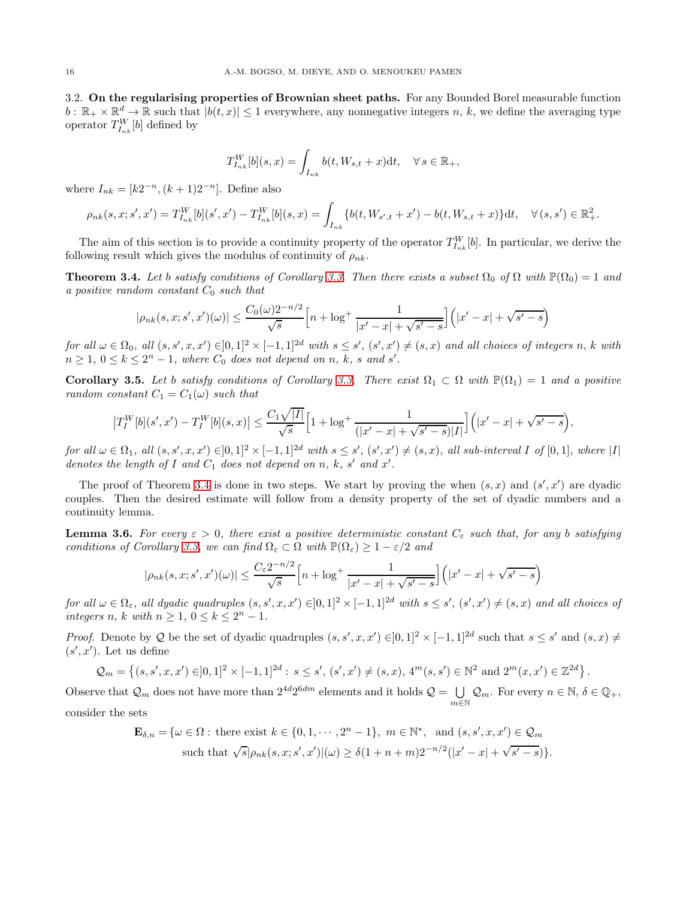### 3.2. **On the regularising properties of Brownian sheet paths.**

For any Bounded Borel measurable function $b\colon \mathbb{R}_+ \times \mathbb{R}^d \to \mathbb{R}$ such that $|b(t,x)| \le 1$ everywhere, any nonnegative integers $n$, $k$, we define the averaging type operator $T^W_{I_{nk}}[b]$ defined by

$$T^W_{I_{nk}}[b](s,x) = \int_{I_{nk}} b(t, W_{s,t} + x)\mathrm{d}t, \quad \forall\, s \in \mathbb{R}_+,$$

where $I_{nk} = [k2^{-n}, (k+1)2^{-n}]$. Define also

$$\rho_{nk}(s,x;s',x') = T^W_{I_{nk}}[b](s',x') - T^W_{I_{nk}}[b](s,x) = \int_{I_{nk}} \{b(t, W_{s',t} + x') - b(t, W_{s,t} + x)\}\mathrm{d}t, \quad \forall\, (s,s') \in \mathbb{R}^2_+.$$

The aim of this section is to provide a continuity property of the operator $T^W_{I_{nk}}[b]$. In particular, we derive the following result which gives the modulus of continuity of $\rho_{nk}$.

**Theorem 3.4.** *Let $b$ satisfy conditions of Corollary 3.3. Then there exists a subset $\Omega_0$ of $\Omega$ with $\mathbb{P}(\Omega_0) = 1$ and a positive random constant $C_0$ such that*

$$|\rho_{nk}(s,x;s',x')(\omega)| \le \frac{C_0(\omega) 2^{-n/2}}{\sqrt{s}} \Big[n + \log^+ \frac{1}{|x'-x| + \sqrt{s'-s}}\Big]\Big(|x'-x| + \sqrt{s'-s}\Big)$$

*for all $\omega \in \Omega_0$, all $(s,s',x,x') \in ]0,1]^2 \times [-1,1]^{2d}$ with $s \le s'$, $(s',x') \ne (s,x)$ and all choices of integers $n$, $k$ with $n \ge 1$, $0 \le k \le 2^n - 1$, where $C_0$ does not depend on $n$, $k$, $s$ and $s'$.*

**Corollary 3.5.** *Let $b$ satisfy conditions of Corollary 3.3. There exist $\Omega_1 \subset \Omega$ with $\mathbb{P}(\Omega_1) = 1$ and a positive random constant $C_1 = C_1(\omega)$ such that*

$$\big|T^W_I[b](s',x') - T^W_I[b](s,x)\big| \le \frac{C_1\sqrt{|I|}}{\sqrt{s}} \Big[1 + \log^+ \frac{1}{(|x'-x| + \sqrt{s'-s})|I|}\Big]\Big(|x'-x| + \sqrt{s'-s}\Big),$$

*for all $\omega \in \Omega_1$, all $(s,s',x,x') \in ]0,1]^2 \times [-1,1]^{2d}$ with $s \le s'$, $(s',x') \ne (s,x)$, all sub-interval $I$ of $[0,1]$, where $|I|$ denotes the length of $I$ and $C_1$ does not depend on $n$, $k$, $s'$ and $x'$.*

The proof of Theorem 3.4 is done in two steps. We start by proving the when $(s,x)$ and $(s',x')$ are dyadic couples. Then the desired estimate will follow from a density property of the set of dyadic numbers and a continuity lemma.

**Lemma 3.6.** *For every $\varepsilon > 0$, there exist a positive deterministic constant $C_\varepsilon$ such that, for any $b$ satisfying conditions of Corollary 3.3, we can find $\Omega_\varepsilon \subset \Omega$ with $\mathbb{P}(\Omega_\varepsilon) \ge 1 - \varepsilon/2$ and*

$$|\rho_{nk}(s,x;s',x')(\omega)| \le \frac{C_\varepsilon 2^{-n/2}}{\sqrt{s}} \Big[n + \log^+ \frac{1}{|x'-x| + \sqrt{s'-s}}\Big]\Big(|x'-x| + \sqrt{s'-s}\Big)$$

*for all $\omega \in \Omega_\varepsilon$, all dyadic quadruples $(s,s',x,x') \in ]0,1]^2 \times [-1,1]^{2d}$ with $s \le s'$, $(s',x') \ne (s,x)$ and all choices of integers $n$, $k$ with $n \ge 1$, $0 \le k \le 2^n - 1$.*

*Proof.* Denote by $\mathcal{Q}$ be the set of dyadic quadruples $(s,s',x,x') \in ]0,1]^2 \times [-1,1]^{2d}$ such that $s \le s'$ and $(s,x) \ne (s',x')$. Let us define

$$\mathcal{Q}_m = \big\{(s,s',x,x') \in ]0,1]^2 \times [-1,1]^{2d} :\, s \le s',\, (s',x') \ne (s,x),\, 4^m(s,s') \in \mathbb{N}^2 \text{ and } 2^m(x,x') \in \mathbb{Z}^{2d}\big\}.$$

Observe that $\mathcal{Q}_m$ does not have more than $2^{4d}2^{6dm}$ elements and it holds $\mathcal{Q} = \bigcup_{m\in\mathbb{N}} \mathcal{Q}_m$. For every $n \in \mathbb{N}$, $\delta \in \mathbb{Q}_+$, consider the sets

$$\begin{aligned}\mathbf{E}_{\delta,n} = \{\omega \in \Omega :\, &\text{there exist } k \in \{0,1,\cdots,2^n-1\},\ m \in \mathbb{N}^*, \text{ and } (s,s',x,x') \in \mathcal{Q}_m \\ &\text{such that } \sqrt{s}|\rho_{nk}(s,x;s',x')|(\omega) \ge \delta(1+n+m)2^{-n/2}(|x'-x| + \sqrt{s'-s})\}.\end{aligned}$$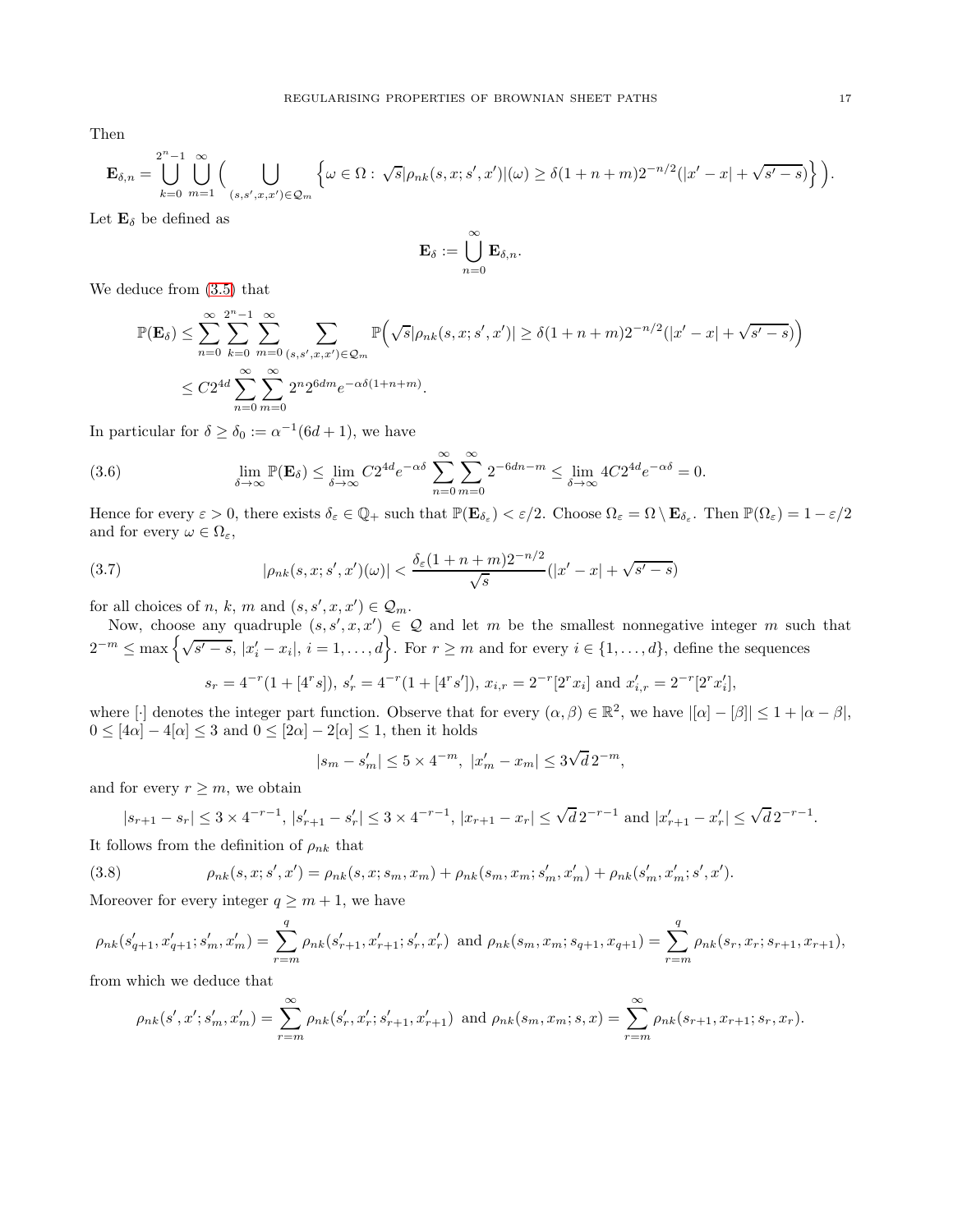Then

$$\mathbf{E}_{\delta,n} = \bigcup_{k=0}^{2^n-1} \bigcup_{m=1}^{\infty} \Big( \bigcup_{(s,s',x,x')\in\mathcal{Q}_m} \Big\{ \omega \in \Omega : \sqrt{s}|\rho_{nk}(s,x;s',x')|(\omega) \geq \delta(1+n+m)2^{-n/2}(|x'-x| + \sqrt{s'-s}) \Big\} \Big).$$

Let $\mathbf{E}_\delta$ be defined as

$$\mathbf{E}_\delta := \bigcup_{n=0}^{\infty} \mathbf{E}_{\delta,n}.$$

We deduce from (3.5) that

$$\begin{aligned}
\mathbb{P}(\mathbf{E}_\delta) &\leq \sum_{n=0}^{\infty} \sum_{k=0}^{2^n-1} \sum_{m=0}^{\infty} \sum_{(s,s',x,x')\in\mathcal{Q}_m} \mathbb{P}\Big(\sqrt{s}|\rho_{nk}(s,x;s',x')| \geq \delta(1+n+m)2^{-n/2}(|x'-x| + \sqrt{s'-s})\Big) \\
&\leq C 2^{4d} \sum_{n=0}^{\infty} \sum_{m=0}^{\infty} 2^n 2^{6dm} e^{-\alpha\delta(1+n+m)}.
\end{aligned}$$

In particular for $\delta \geq \delta_0 := \alpha^{-1}(6d+1)$, we have

$$\lim_{\delta\to\infty} \mathbb{P}(\mathbf{E}_\delta) \leq \lim_{\delta\to\infty} C 2^{4d} e^{-\alpha\delta} \sum_{n=0}^{\infty} \sum_{m=0}^{\infty} 2^{-6dn-m} \leq \lim_{\delta\to\infty} 4C 2^{4d} e^{-\alpha\delta} = 0. \tag{3.6}$$

Hence for every $\varepsilon > 0$, there exists $\delta_\varepsilon \in \mathbb{Q}_+$ such that $\mathbb{P}(\mathbf{E}_{\delta_\varepsilon}) < \varepsilon/2$. Choose $\Omega_\varepsilon = \Omega \setminus \mathbf{E}_{\delta_\varepsilon}$. Then $\mathbb{P}(\Omega_\varepsilon) = 1 - \varepsilon/2$ and for every $\omega \in \Omega_\varepsilon$,

$$|\rho_{nk}(s,x;s',x')(\omega)| < \frac{\delta_\varepsilon(1+n+m)2^{-n/2}}{\sqrt{s}}(|x'-x| + \sqrt{s'-s}) \tag{3.7}$$

for all choices of $n$, $k$, $m$ and $(s,s',x,x') \in \mathcal{Q}_m$.

Now, choose any quadruple $(s,s',x,x') \in \mathcal{Q}$ and let $m$ be the smallest nonnegative integer $m$ such that $2^{-m} \leq \max\Big\{\sqrt{s'-s},\, |x'_i - x_i|,\, i = 1,\dots,d\Big\}$. For $r \geq m$ and for every $i \in \{1,\dots,d\}$, define the sequences

$$s_r = 4^{-r}(1+[4^r s]),\; s'_r = 4^{-r}(1+[4^r s']),\; x_{i,r} = 2^{-r}[2^r x_i] \text{ and } x'_{i,r} = 2^{-r}[2^r x'_i],$$

where $[\cdot]$ denotes the integer part function. Observe that for every $(\alpha,\beta) \in \mathbb{R}^2$, we have $|[\alpha] - [\beta]| \leq 1 + |\alpha - \beta|$, $0 \leq [4\alpha] - 4[\alpha] \leq 3$ and $0 \leq [2\alpha] - 2[\alpha] \leq 1$, then it holds

$$|s_m - s'_m| \leq 5 \times 4^{-m},\; |x'_m - x_m| \leq 3\sqrt{d}\, 2^{-m},$$

and for every $r \geq m$, we obtain

$$|s_{r+1} - s_r| \leq 3 \times 4^{-r-1},\; |s'_{r+1} - s'_r| \leq 3 \times 4^{-r-1},\; |x_{r+1} - x_r| \leq \sqrt{d}\, 2^{-r-1} \text{ and } |x'_{r+1} - x'_r| \leq \sqrt{d}\, 2^{-r-1}.$$

It follows from the definition of $\rho_{nk}$ that

$$\rho_{nk}(s,x;s',x') = \rho_{nk}(s,x;s_m,x_m) + \rho_{nk}(s_m,x_m;s'_m,x'_m) + \rho_{nk}(s'_m,x'_m;s',x'). \tag{3.8}$$

Moreover for every integer $q \geq m+1$, we have

$$\rho_{nk}(s'_{q+1},x'_{q+1};s'_m,x'_m) = \sum_{r=m}^{q} \rho_{nk}(s'_{r+1},x'_{r+1};s'_r,x'_r) \text{ and } \rho_{nk}(s_m,x_m;s_{q+1},x_{q+1}) = \sum_{r=m}^{q} \rho_{nk}(s_r,x_r;s_{r+1},x_{r+1}),$$

from which we deduce that

$$\rho_{nk}(s',x';s'_m,x'_m) = \sum_{r=m}^{\infty} \rho_{nk}(s'_r,x'_r;s'_{r+1},x'_{r+1}) \text{ and } \rho_{nk}(s_m,x_m;s,x) = \sum_{r=m}^{\infty} \rho_{nk}(s_{r+1},x_{r+1};s_r,x_r).$$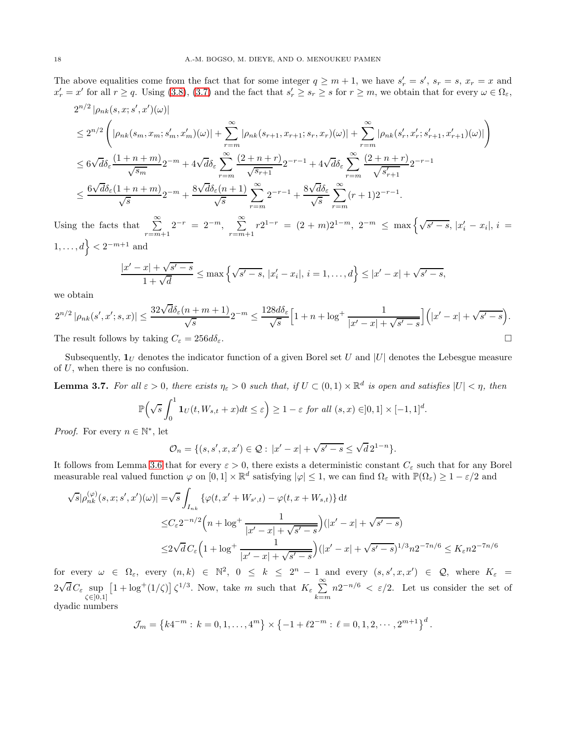The above equalities come from the fact that for some integer $q \geq m+1$, we have $s'_r = s'$, $s_r = s$, $x_r = x$ and $x'_r = x'$ for all $r \geq q$. Using (3.8), (3.7) and the fact that $s'_r \geq s_r \geq s$ for $r \geq m$, we obtain that for every $\omega \in \Omega_\varepsilon$,

$$
\begin{aligned}
&2^{n/2}\left|\rho_{nk}(s,x;s',x')(\omega)\right| \\
&\leq 2^{n/2}\left(\left|\rho_{nk}(s_m,x_m;s'_m,x'_m)(\omega)\right| + \sum_{r=m}^{\infty}\left|\rho_{nk}(s_{r+1},x_{r+1};s_r,x_r)(\omega)\right| + \sum_{r=m}^{\infty}\left|\rho_{nk}(s'_r,x'_r;s'_{r+1},x'_{r+1})(\omega)\right|\right) \\
&\leq 6\sqrt{d}\delta_\varepsilon \frac{(1+n+m)}{\sqrt{s_m}}2^{-m} + 4\sqrt{d}\delta_\varepsilon \sum_{r=m}^{\infty}\frac{(2+n+r)}{\sqrt{s_{r+1}}}2^{-r-1} + 4\sqrt{d}\delta_\varepsilon \sum_{r=m}^{\infty}\frac{(2+n+r)}{\sqrt{s'_{r+1}}}2^{-r-1} \\
&\leq \frac{6\sqrt{d}\delta_\varepsilon(1+n+m)}{\sqrt{s}}2^{-m} + \frac{8\sqrt{d}\delta_\varepsilon(n+1)}{\sqrt{s}}\sum_{r=m}^{\infty}2^{-r-1} + \frac{8\sqrt{d}\delta_\varepsilon}{\sqrt{s}}\sum_{r=m}^{\infty}(r+1)2^{-r-1}.
\end{aligned}
$$

Using the facts that $\sum\limits_{r=m+1}^{\infty}2^{-r} = 2^{-m}$, $\sum\limits_{r=m+1}^{\infty}r2^{1-r} = (2+m)2^{1-m}$, $2^{-m} \leq \max\left\{\sqrt{s'-s},\, |x'_i - x_i|,\, i = 1,\dots,d\right\} < 2^{-m+1}$ and

$$
\frac{|x'-x| + \sqrt{s'-s}}{1+\sqrt{d}} \leq \max\left\{\sqrt{s'-s},\, |x'_i - x_i|,\, i=1,\dots,d\right\} \leq |x'-x| + \sqrt{s'-s},
$$

we obtain

$$
2^{n/2}\left|\rho_{nk}(s',x';s,x)\right| \leq \frac{32\sqrt{d}\delta_\varepsilon(n+m+1)}{\sqrt{s}}2^{-m} \leq \frac{128 d\delta_\varepsilon}{\sqrt{s}}\Big[1+n+\log^+\frac{1}{|x'-x|+\sqrt{s'-s}}\Big]\Big(|x'-x|+\sqrt{s'-s}\Big).
$$

The result follows by taking $C_\varepsilon = 256 d\delta_\varepsilon$. $\square$

Subsequently, $\mathbf{1}_U$ denotes the indicator function of a given Borel set $U$ and $|U|$ denotes the Lebesgue measure of $U$, when there is no confusion.

**Lemma 3.7.** *For all $\varepsilon > 0$, there exists $\eta_\varepsilon > 0$ such that, if $U \subset (0,1)\times\mathbb{R}^d$ is open and satisfies $|U| < \eta$, then*

$$
\mathbb{P}\Big(\sqrt{s}\int_0^1 \mathbf{1}_U(t, W_{s,t}+x)dt \leq \varepsilon\Big) \geq 1-\varepsilon \text{ for all } (s,x) \in ]0,1]\times[-1,1]^d.
$$

*Proof.* For every $n \in \mathbb{N}^*$, let

$$
\mathcal{O}_n = \{(s,s',x,x') \in \mathcal{Q}:\, |x'-x| + \sqrt{s'-s} \leq \sqrt{d}\,2^{1-n}\}.
$$

It follows from Lemma 3.6 that for every $\varepsilon > 0$, there exists a deterministic constant $C_\varepsilon$ such that for any Borel measurable real valued function $\varphi$ on $[0,1]\times\mathbb{R}^d$ satisfying $|\varphi| \leq 1$, we can find $\Omega_\varepsilon$ with $\mathbb{P}(\Omega_\varepsilon) \geq 1-\varepsilon/2$ and

$$
\begin{aligned}
\sqrt{s}|\rho_{nk}^{(\varphi)}(s,x;s',x')(\omega)| =& \sqrt{s}\int_{I_{nk}}\left\{\varphi(t,x'+W_{s',t}) - \varphi(t,x+W_{s,t})\right\}\mathrm{d}t \\
\leq& C_\varepsilon 2^{-n/2}\Big(n+\log^+\frac{1}{|x'-x|+\sqrt{s'-s}}\Big)(|x'-x|+\sqrt{s'-s}) \\
\leq& 2\sqrt{d}\,C_\varepsilon\Big(1+\log^+\frac{1}{|x'-x|+\sqrt{s'-s}}\Big)(|x'-x|+\sqrt{s'-s})^{1/3}n2^{-7n/6} \leq K_\varepsilon n 2^{-7n/6}
\end{aligned}
$$

for every $\omega \in \Omega_\varepsilon$, every $(n,k) \in \mathbb{N}^2$, $0 \leq k \leq 2^n-1$ and every $(s,s',x,x') \in \mathcal{Q}$, where $K_\varepsilon = 2\sqrt{d}\,C_\varepsilon \sup\limits_{\zeta\in]0,1]}\left[1+\log^+(1/\zeta)\right]\zeta^{1/3}$. Now, take $m$ such that $K_\varepsilon \sum\limits_{k=m}^{\infty} n2^{-n/6} < \varepsilon/2$. Let us consider the set of dyadic numbers

$$
\mathcal{J}_m = \left\{k4^{-m}:\, k = 0,1,\dots,4^m\right\}\times\left\{-1+\ell 2^{-m}:\, \ell = 0,1,2,\cdots,2^{m+1}\right\}^d.
$$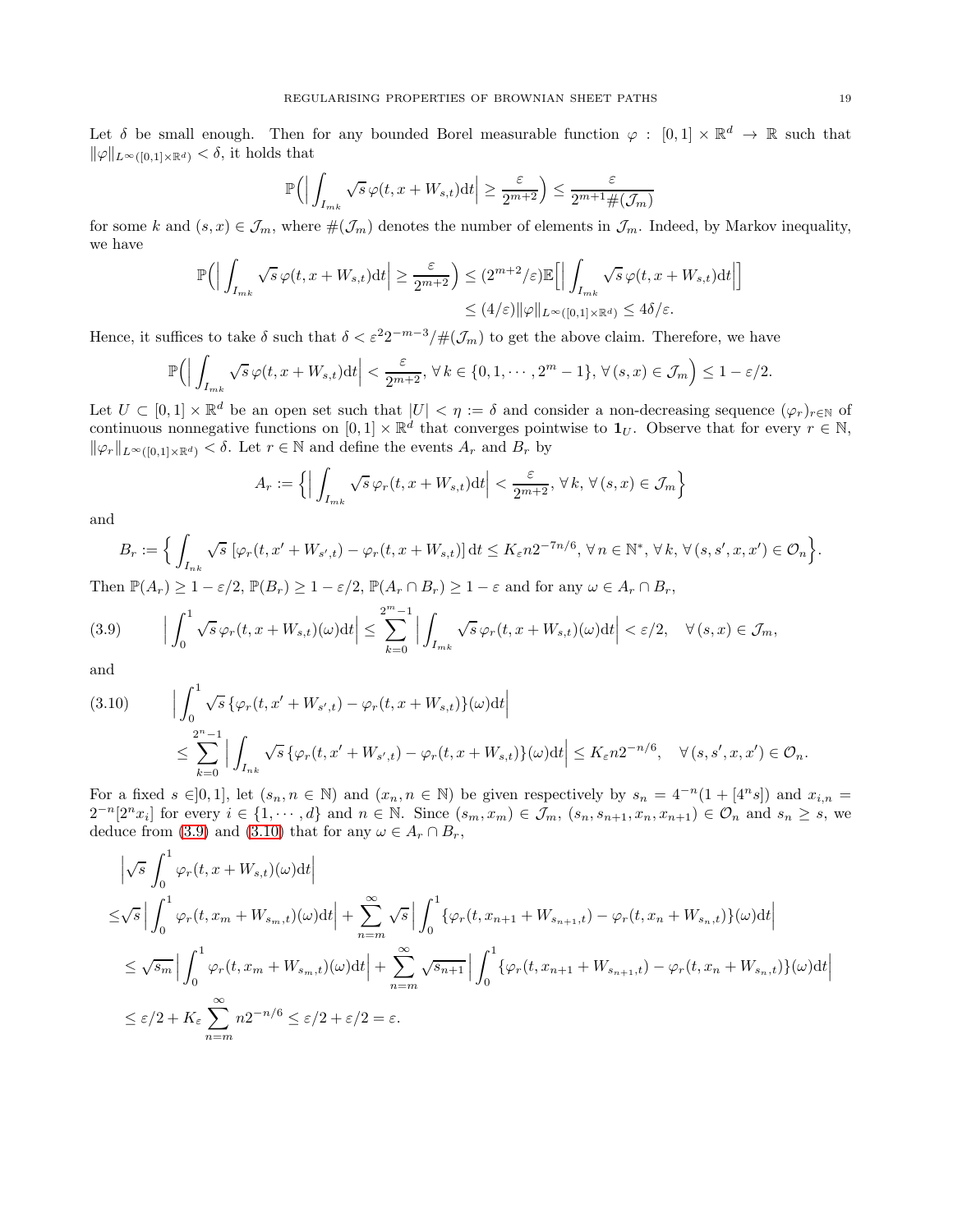Let $\delta$ be small enough. Then for any bounded Borel measurable function $\varphi : [0,1] \times \mathbb{R}^d \to \mathbb{R}$ such that $\|\varphi\|_{L^\infty([0,1]\times\mathbb{R}^d)} < \delta$, it holds that

$$\mathbb{P}\Big(\Big| \int_{I_{mk}} \sqrt{s}\, \varphi(t, x + W_{s,t})\mathrm{d}t\Big| \geq \frac{\varepsilon}{2^{m+2}}\Big) \leq \frac{\varepsilon}{2^{m+1}\#(\mathcal{J}_m)}$$

for some $k$ and $(s,x) \in \mathcal{J}_m$, where $\#(\mathcal{J}_m)$ denotes the number of elements in $\mathcal{J}_m$. Indeed, by Markov inequality, we have

$$\begin{aligned}\mathbb{P}\Big(\Big| \int_{I_{mk}} \sqrt{s}\, \varphi(t, x + W_{s,t})\mathrm{d}t\Big| \geq \frac{\varepsilon}{2^{m+2}}\Big) &\leq (2^{m+2}/\varepsilon)\mathbb{E}\Big[\Big| \int_{I_{mk}} \sqrt{s}\, \varphi(t, x + W_{s,t})\mathrm{d}t\Big|\Big] \\ &\leq (4/\varepsilon)\|\varphi\|_{L^\infty([0,1]\times\mathbb{R}^d)} \leq 4\delta/\varepsilon.\end{aligned}$$

Hence, it suffices to take $\delta$ such that $\delta < \varepsilon^2 2^{-m-3}/\#(\mathcal{J}_m)$ to get the above claim. Therefore, we have

$$\mathbb{P}\Big(\Big| \int_{I_{mk}} \sqrt{s}\, \varphi(t, x + W_{s,t})\mathrm{d}t\Big| < \frac{\varepsilon}{2^{m+2}},\, \forall\, k \in \{0, 1, \cdots, 2^m - 1\},\, \forall\, (s,x) \in \mathcal{J}_m\Big) \leq 1 - \varepsilon/2.$$

Let $U \subset [0,1] \times \mathbb{R}^d$ be an open set such that $|U| < \eta := \delta$ and consider a non-decreasing sequence $(\varphi_r)_{r\in\mathbb{N}}$ of continuous nonnegative functions on $[0,1] \times \mathbb{R}^d$ that converges pointwise to $\mathbf{1}_U$. Observe that for every $r \in \mathbb{N}$, $\|\varphi_r\|_{L^\infty([0,1]\times\mathbb{R}^d)} < \delta$. Let $r \in \mathbb{N}$ and define the events $A_r$ and $B_r$ by

$$A_r := \Big\{\Big| \int_{I_{mk}} \sqrt{s}\, \varphi_r(t, x + W_{s,t})\mathrm{d}t\Big| < \frac{\varepsilon}{2^{m+2}},\, \forall\, k,\, \forall\, (s,x) \in \mathcal{J}_m\Big\}$$

and

$$B_r := \Big\{ \int_{I_{nk}} \sqrt{s}\, [\varphi_r(t, x' + W_{s',t}) - \varphi_r(t, x + W_{s,t})]\, \mathrm{d}t \leq K_\varepsilon n 2^{-7n/6},\, \forall\, n \in \mathbb{N}^*,\, \forall\, k,\, \forall\, (s, s', x, x') \in \mathcal{O}_n\Big\}.$$

Then $\mathbb{P}(A_r) \geq 1 - \varepsilon/2$, $\mathbb{P}(B_r) \geq 1 - \varepsilon/2$, $\mathbb{P}(A_r \cap B_r) \geq 1 - \varepsilon$ and for any $\omega \in A_r \cap B_r$,

$$\Big| \int_0^1 \sqrt{s}\, \varphi_r(t, x + W_{s,t})(\omega)\mathrm{d}t\Big| \leq \sum_{k=0}^{2^m-1} \Big| \int_{I_{mk}} \sqrt{s}\, \varphi_r(t, x + W_{s,t})(\omega)\mathrm{d}t\Big| < \varepsilon/2, \quad \forall\, (s,x) \in \mathcal{J}_m, \tag{3.9}$$

and

$$\begin{aligned}&\Big| \int_0^1 \sqrt{s}\, \{\varphi_r(t, x' + W_{s',t}) - \varphi_r(t, x + W_{s,t})\}(\omega)\mathrm{d}t\Big| \\ &\leq \sum_{k=0}^{2^n-1} \Big| \int_{I_{nk}} \sqrt{s}\, \{\varphi_r(t, x' + W_{s',t}) - \varphi_r(t, x + W_{s,t})\}(\omega)\mathrm{d}t\Big| \leq K_\varepsilon n 2^{-n/6}, \quad \forall\, (s, s', x, x') \in \mathcal{O}_n.\end{aligned} \tag{3.10}$$

For a fixed $s \in ]0,1]$, let $(s_n, n \in \mathbb{N})$ and $(x_n, n \in \mathbb{N})$ be given respectively by $s_n = 4^{-n}(1 + [4^n s])$ and $x_{i,n} = 2^{-n}[2^n x_i]$ for every $i \in \{1, \cdots, d\}$ and $n \in \mathbb{N}$. Since $(s_m, x_m) \in \mathcal{J}_m$, $(s_n, s_{n+1}, x_n, x_{n+1}) \in \mathcal{O}_n$ and $s_n \geq s$, we deduce from (3.9) and (3.10) that for any $\omega \in A_r \cap B_r$,

$$\begin{aligned}&\Big| \sqrt{s} \int_0^1 \varphi_r(t, x + W_{s,t})(\omega)\mathrm{d}t\Big| \\ \leq& \sqrt{s}\Big| \int_0^1 \varphi_r(t, x_m + W_{s_m,t})(\omega)\mathrm{d}t\Big| + \sum_{n=m}^\infty \sqrt{s}\Big| \int_0^1 \{\varphi_r(t, x_{n+1} + W_{s_{n+1},t}) - \varphi_r(t, x_n + W_{s_n,t})\}(\omega)\mathrm{d}t\Big| \\ \leq& \sqrt{s_m}\Big| \int_0^1 \varphi_r(t, x_m + W_{s_m,t})(\omega)\mathrm{d}t\Big| + \sum_{n=m}^\infty \sqrt{s_{n+1}}\Big| \int_0^1 \{\varphi_r(t, x_{n+1} + W_{s_{n+1},t}) - \varphi_r(t, x_n + W_{s_n,t})\}(\omega)\mathrm{d}t\Big| \\ \leq& \varepsilon/2 + K_\varepsilon \sum_{n=m}^\infty n 2^{-n/6} \leq \varepsilon/2 + \varepsilon/2 = \varepsilon.\end{aligned}$$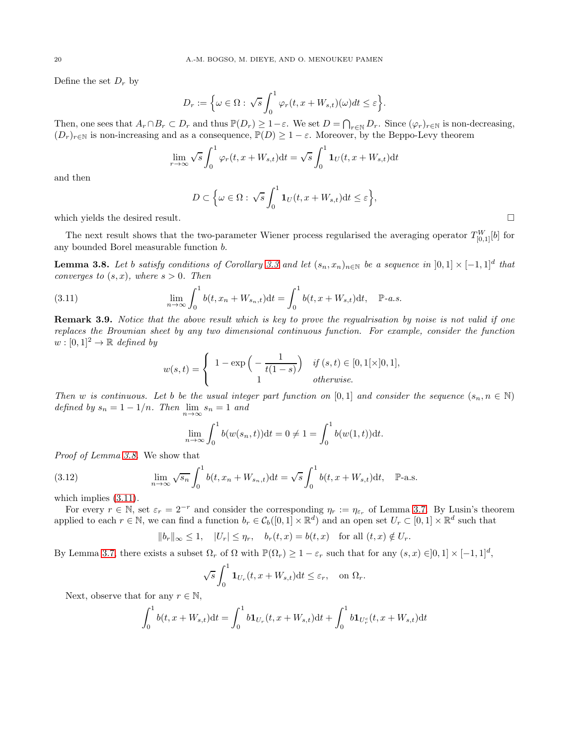Define the set $D_r$ by

$$D_r := \Big\{\omega \in \Omega : \sqrt{s}\int_0^1 \varphi_r(t, x + W_{s,t})(\omega)dt \leq \varepsilon\Big\}.$$

Then, one sees that $A_r \cap B_r \subset D_r$ and thus $\mathbb{P}(D_r) \geq 1-\varepsilon$. We set $D = \bigcap_{r\in\mathbb{N}} D_r$. Since $(\varphi_r)_{r\in\mathbb{N}}$ is non-decreasing, $(D_r)_{r\in\mathbb{N}}$ is non-increasing and as a consequence, $\mathbb{P}(D) \geq 1-\varepsilon$. Moreover, by the Beppo-Levy theorem

$$\lim_{r\to\infty} \sqrt{s}\int_0^1 \varphi_r(t, x + W_{s,t})\mathrm{d}t = \sqrt{s}\int_0^1 \mathbf{1}_U(t, x + W_{s,t})\mathrm{d}t$$

and then

$$D \subset \Big\{\omega \in \Omega : \sqrt{s}\int_0^1 \mathbf{1}_U(t, x + W_{s,t})\mathrm{d}t \leq \varepsilon\Big\},$$

which yields the desired result. □

The next result shows that the two-parameter Wiener process regularised the averaging operator $T^W_{[0,1]}[b]$ for any bounded Borel measurable function $b$.

**Lemma 3.8.** *Let $b$ satisfy conditions of Corollary 3.3 and let $(s_n, x_n)_{n\in\mathbb{N}}$ be a sequence in $]0,1] \times [-1,1]^d$ that converges to $(s, x)$, where $s > 0$. Then*

$$\lim_{n\to\infty}\int_0^1 b(t, x_n + W_{s_n,t})\mathrm{d}t = \int_0^1 b(t, x + W_{s,t})\mathrm{d}t, \quad \mathbb{P}\text{-a.s.} \tag{3.11}$$

**Remark 3.9.** *Notice that the above result which is key to prove the regualrisation by noise is not valid if one replaces the Brownian sheet by any two dimensional continuous function. For example, consider the function $w : [0,1]^2 \to \mathbb{R}$ defined by*

$$w(s,t) = \begin{cases} 1 - \exp\Big(-\dfrac{1}{t(1-s)}\Big) & \text{if } (s,t) \in [0,1[\times]0,1], \\ 1 & \text{otherwise.} \end{cases}$$

*Then $w$ is continuous. Let $b$ be the usual integer part function on $[0,1]$ and consider the sequence $(s_n, n \in \mathbb{N})$ defined by $s_n = 1 - 1/n$. Then $\lim_{n\to\infty} s_n = 1$ and*

$$\lim_{n\to\infty}\int_0^1 b(w(s_n, t))\mathrm{d}t = 0 \neq 1 = \int_0^1 b(w(1,t))\mathrm{d}t.$$

*Proof of Lemma 3.8.* We show that

$$\lim_{n\to\infty}\sqrt{s_n}\int_0^1 b(t, x_n + W_{s_n,t})\mathrm{d}t = \sqrt{s}\int_0^1 b(t, x + W_{s,t})\mathrm{d}t, \quad \mathbb{P}\text{-a.s.} \tag{3.12}$$

which implies (3.11).

For every $r \in \mathbb{N}$, set $\varepsilon_r = 2^{-r}$ and consider the corresponding $\eta_r := \eta_{\varepsilon_r}$ of Lemma 3.7. By Lusin's theorem applied to each $r \in \mathbb{N}$, we can find a function $b_r \in \mathcal{C}_b([0,1]\times\mathbb{R}^d)$ and an open set $U_r \subset [0,1]\times\mathbb{R}^d$ such that

$$\|b_r\|_\infty \leq 1, \quad |U_r| \leq \eta_r, \quad b_r(t,x) = b(t,x) \quad \text{for all } (t,x) \notin U_r.$$

By Lemma 3.7, there exists a subset $\Omega_r$ of $\Omega$ with $\mathbb{P}(\Omega_r) \geq 1 - \varepsilon_r$ such that for any $(s,x) \in ]0,1]\times[-1,1]^d$,

$$\sqrt{s}\int_0^1 \mathbf{1}_{U_r}(t, x + W_{s,t})\mathrm{d}t \leq \varepsilon_r, \quad \text{on } \Omega_r.$$

Next, observe that for any $r \in \mathbb{N}$,

$$\int_0^1 b(t, x + W_{s,t})\mathrm{d}t = \int_0^1 b\mathbf{1}_{U_r}(t, x + W_{s,t})\mathrm{d}t + \int_0^1 b\mathbf{1}_{U_r^c}(t, x + W_{s,t})\mathrm{d}t$$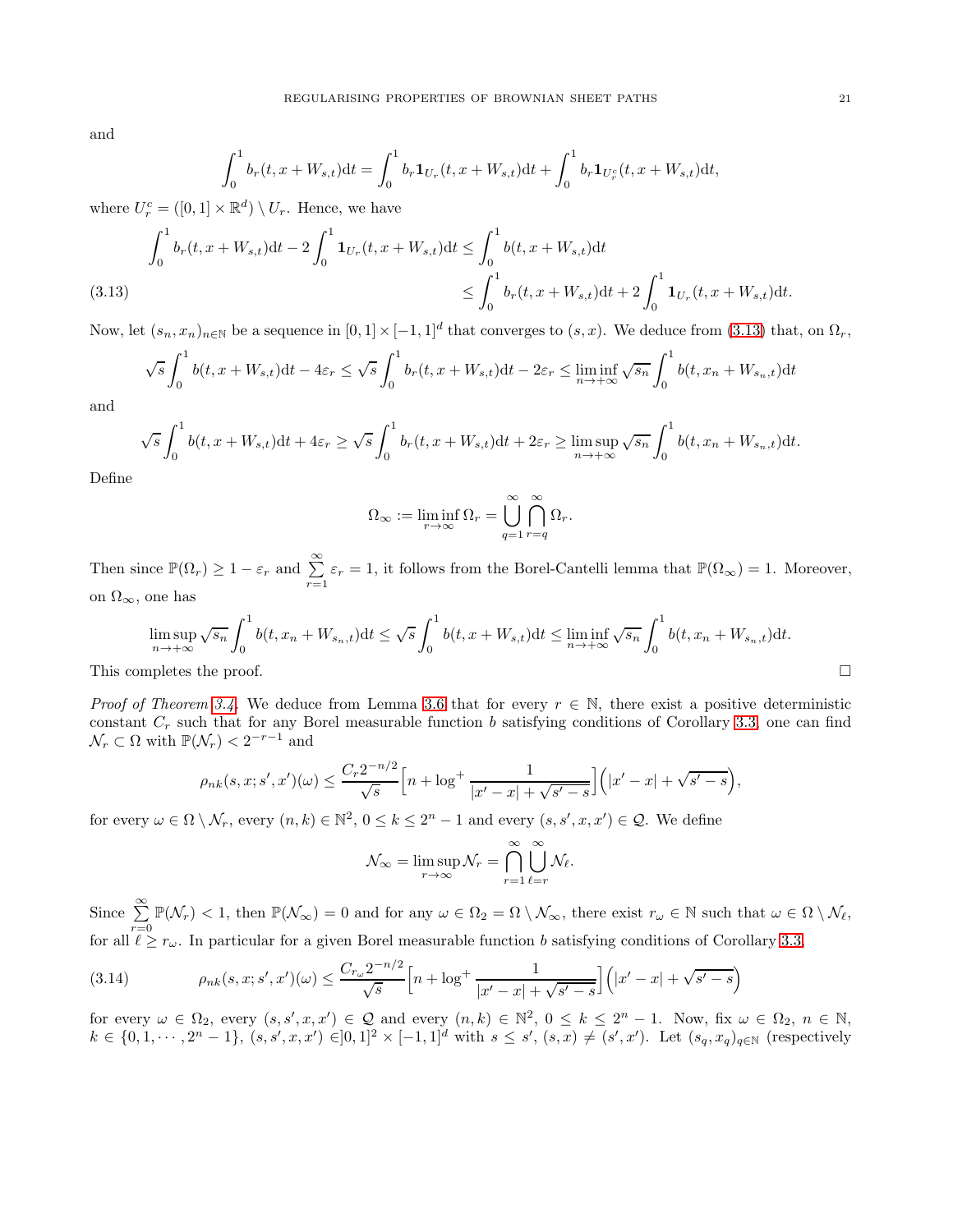and

$$\int_0^1 b_r(t, x + W_{s,t})\mathrm{d}t = \int_0^1 b_r \mathbf{1}_{U_r}(t, x + W_{s,t})\mathrm{d}t + \int_0^1 b_r \mathbf{1}_{U_r^c}(t, x + W_{s,t})\mathrm{d}t,$$

where $U_r^c = ([0,1] \times \mathbb{R}^d) \setminus U_r$. Hence, we have

$$\begin{aligned}\int_0^1 b_r(t, x + W_{s,t})\mathrm{d}t - 2\int_0^1 \mathbf{1}_{U_r}(t, x + W_{s,t})\mathrm{d}t &\leq \int_0^1 b(t, x + W_{s,t})\mathrm{d}t \\ &\leq \int_0^1 b_r(t, x + W_{s,t})\mathrm{d}t + 2\int_0^1 \mathbf{1}_{U_r}(t, x + W_{s,t})\mathrm{d}t.\end{aligned} \tag{3.13}$$

Now, let $(s_n, x_n)_{n\in\mathbb{N}}$ be a sequence in $[0,1] \times [-1,1]^d$ that converges to $(s, x)$. We deduce from (3.13) that, on $\Omega_r$,

$$\sqrt{s}\int_0^1 b(t, x + W_{s,t})\mathrm{d}t - 4\varepsilon_r \leq \sqrt{s}\int_0^1 b_r(t, x + W_{s,t})\mathrm{d}t - 2\varepsilon_r \leq \liminf_{n\to+\infty} \sqrt{s_n}\int_0^1 b(t, x_n + W_{s_n,t})\mathrm{d}t$$

and

$$\sqrt{s}\int_0^1 b(t, x + W_{s,t})\mathrm{d}t + 4\varepsilon_r \geq \sqrt{s}\int_0^1 b_r(t, x + W_{s,t})\mathrm{d}t + 2\varepsilon_r \geq \limsup_{n\to+\infty} \sqrt{s_n}\int_0^1 b(t, x_n + W_{s_n,t})\mathrm{d}t.$$

Define

$$\Omega_\infty := \liminf_{r\to\infty} \Omega_r = \bigcup_{q=1}^{\infty}\bigcap_{r=q}^{\infty} \Omega_r.$$

Then since $\mathbb{P}(\Omega_r) \geq 1 - \varepsilon_r$ and $\sum_{r=1}^{\infty} \varepsilon_r = 1$, it follows from the Borel-Cantelli lemma that $\mathbb{P}(\Omega_\infty) = 1$. Moreover, on $\Omega_\infty$, one has

$$\limsup_{n\to+\infty} \sqrt{s_n}\int_0^1 b(t, x_n + W_{s_n,t})\mathrm{d}t \leq \sqrt{s}\int_0^1 b(t, x + W_{s,t})\mathrm{d}t \leq \liminf_{n\to+\infty} \sqrt{s_n}\int_0^1 b(t, x_n + W_{s_n,t})\mathrm{d}t.$$

This completes the proof. $\square$

*Proof of Theorem 3.4.* We deduce from Lemma 3.6 that for every $r \in \mathbb{N}$, there exist a positive deterministic constant $C_r$ such that for any Borel measurable function $b$ satisfying conditions of Corollary 3.3, one can find $\mathcal{N}_r \subset \Omega$ with $\mathbb{P}(\mathcal{N}_r) < 2^{-r-1}$ and

$$\rho_{nk}(s, x; s', x')(\omega) \leq \frac{C_r 2^{-n/2}}{\sqrt{s}}\Big[n + \log^+ \frac{1}{|x' - x| + \sqrt{s' - s}}\Big]\Big(|x' - x| + \sqrt{s' - s}\Big),$$

for every $\omega \in \Omega \setminus \mathcal{N}_r$, every $(n,k) \in \mathbb{N}^2$, $0 \leq k \leq 2^n - 1$ and every $(s, s', x, x') \in \mathcal{Q}$. We define

$$\mathcal{N}_\infty = \limsup_{r\to\infty} \mathcal{N}_r = \bigcap_{r=1}^{\infty}\bigcup_{\ell=r}^{\infty} \mathcal{N}_\ell.$$

Since $\sum_{r=0}^{\infty} \mathbb{P}(\mathcal{N}_r) < 1$, then $\mathbb{P}(\mathcal{N}_\infty) = 0$ and for any $\omega \in \Omega_2 = \Omega \setminus \mathcal{N}_\infty$, there exist $r_\omega \in \mathbb{N}$ such that $\omega \in \Omega \setminus \mathcal{N}_\ell$, for all $\ell \geq r_\omega$. In particular for a given Borel measurable function $b$ satisfying conditions of Corollary 3.3,

$$\rho_{nk}(s, x; s', x')(\omega) \leq \frac{C_{r_\omega} 2^{-n/2}}{\sqrt{s}}\Big[n + \log^+ \frac{1}{|x' - x| + \sqrt{s' - s}}\Big]\Big(|x' - x| + \sqrt{s' - s}\Big) \tag{3.14}$$

for every $\omega \in \Omega_2$, every $(s, s', x, x') \in \mathcal{Q}$ and every $(n,k) \in \mathbb{N}^2$, $0 \leq k \leq 2^n - 1$. Now, fix $\omega \in \Omega_2$, $n \in \mathbb{N}$, $k \in \{0, 1, \cdots, 2^n - 1\}$, $(s, s', x, x') \in ]0,1]^2 \times [-1,1]^d$ with $s \leq s'$, $(s, x) \neq (s', x')$. Let $(s_q, x_q)_{q\in\mathbb{N}}$ (respectively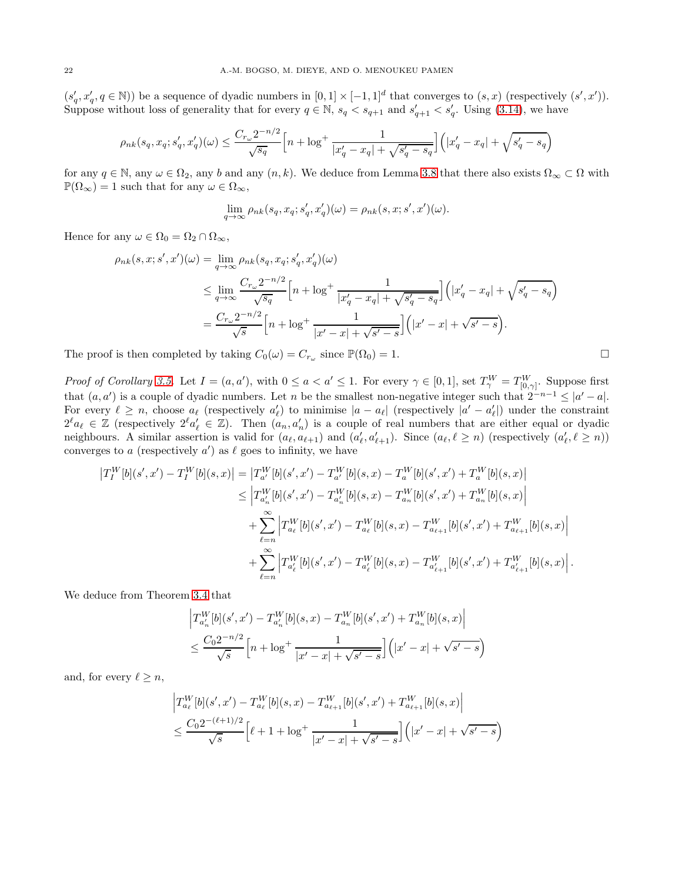$(s'_q, x'_q, q \in \mathbb{N})$) be a sequence of dyadic numbers in $[0,1] \times [-1,1]^d$ that converges to $(s,x)$ (respectively $(s',x')$). Suppose without loss of generality that for every $q \in \mathbb{N}$, $s_q < s_{q+1}$ and $s'_{q+1} < s'_q$. Using (3.14), we have

$$\rho_{nk}(s_q, x_q; s'_q, x'_q)(\omega) \leq \frac{C_{r_\omega} 2^{-n/2}}{\sqrt{s_q}} \Big[ n + \log^+ \frac{1}{|x'_q - x_q| + \sqrt{s'_q - s_q}} \Big] \Big( |x'_q - x_q| + \sqrt{s'_q - s_q} \Big)$$

for any $q \in \mathbb{N}$, any $\omega \in \Omega_2$, any $b$ and any $(n,k)$. We deduce from Lemma 3.8 that there also exists $\Omega_\infty \subset \Omega$ with $\mathbb{P}(\Omega_\infty) = 1$ such that for any $\omega \in \Omega_\infty$,

$$\lim_{q \to \infty} \rho_{nk}(s_q, x_q; s'_q, x'_q)(\omega) = \rho_{nk}(s, x; s', x')(\omega).$$

Hence for any $\omega \in \Omega_0 = \Omega_2 \cap \Omega_\infty$,

$$\begin{aligned}
\rho_{nk}(s, x; s', x')(\omega) &= \lim_{q \to \infty} \rho_{nk}(s_q, x_q; s'_q, x'_q)(\omega) \\
&\leq \lim_{q \to \infty} \frac{C_{r_\omega} 2^{-n/2}}{\sqrt{s_q}} \Big[ n + \log^+ \frac{1}{|x'_q - x_q| + \sqrt{s'_q - s_q}} \Big] \Big( |x'_q - x_q| + \sqrt{s'_q - s_q} \Big) \\
&= \frac{C_{r_\omega} 2^{-n/2}}{\sqrt{s}} \Big[ n + \log^+ \frac{1}{|x' - x| + \sqrt{s' - s}} \Big] \Big( |x' - x| + \sqrt{s' - s} \Big).
\end{aligned}$$

The proof is then completed by taking $C_0(\omega) = C_{r_\omega}$ since $\mathbb{P}(\Omega_0) = 1$. $\square$

*Proof of Corollary 3.5.* Let $I = (a, a')$, with $0 \leq a < a' \leq 1$. For every $\gamma \in [0,1]$, set $T^W_\gamma = T^W_{[0,\gamma]}$. Suppose first that $(a, a')$ is a couple of dyadic numbers. Let $n$ be the smallest non-negative integer such that $2^{-n-1} \leq |a' - a|$. For every $\ell \geq n$, choose $a_\ell$ (respectively $a'_\ell$) to minimise $|a - a_\ell|$ (respectively $|a' - a'_\ell|$) under the constraint $2^\ell a_\ell \in \mathbb{Z}$ (respectively $2^\ell a'_\ell \in \mathbb{Z}$). Then $(a_n, a'_n)$ is a couple of real numbers that are either equal or dyadic neighbours. A similar assertion is valid for $(a_\ell, a_{\ell+1})$ and $(a'_\ell, a'_{\ell+1})$. Since $(a_\ell, \ell \geq n)$ (respectively $(a'_\ell, \ell \geq n)$) converges to $a$ (respectively $a'$) as $\ell$ goes to infinity, we have

$$\begin{aligned}
\big| T^W_I[b](s', x') - T^W_I[b](s, x) \big| &= \big| T^W_{a'}[b](s', x') - T^W_{a'}[b](s, x) - T^W_a[b](s', x') + T^W_a[b](s, x) \big| \\
&\leq \Big| T^W_{a'_n}[b](s', x') - T^W_{a'_n}[b](s, x) - T^W_{a_n}[b](s', x') + T^W_{a_n}[b](s, x) \Big| \\
&\quad + \sum_{\ell = n}^{\infty} \Big| T^W_{a_\ell}[b](s', x') - T^W_{a_\ell}[b](s, x) - T^W_{a_{\ell+1}}[b](s', x') + T^W_{a_{\ell+1}}[b](s, x) \Big| \\
&\quad + \sum_{\ell = n}^{\infty} \Big| T^W_{a'_\ell}[b](s', x') - T^W_{a'_\ell}[b](s, x) - T^W_{a'_{\ell+1}}[b](s', x') + T^W_{a'_{\ell+1}}[b](s, x) \Big|.
\end{aligned}$$

We deduce from Theorem 3.4 that

$$\begin{aligned}
&\Big| T^W_{a'_n}[b](s', x') - T^W_{a'_n}[b](s, x) - T^W_{a_n}[b](s', x') + T^W_{a_n}[b](s, x) \Big| \\
&\leq \frac{C_0 2^{-n/2}}{\sqrt{s}} \Big[ n + \log^+ \frac{1}{|x' - x| + \sqrt{s' - s}} \Big] \Big( |x' - x| + \sqrt{s' - s} \Big)
\end{aligned}$$

and, for every $\ell \geq n$,

$$\begin{aligned}
&\Big| T^W_{a_\ell}[b](s', x') - T^W_{a_\ell}[b](s, x) - T^W_{a_{\ell+1}}[b](s', x') + T^W_{a_{\ell+1}}[b](s, x) \Big| \\
&\leq \frac{C_0 2^{-(\ell+1)/2}}{\sqrt{s}} \Big[ \ell + 1 + \log^+ \frac{1}{|x' - x| + \sqrt{s' - s}} \Big] \Big( |x' - x| + \sqrt{s' - s} \Big)
\end{aligned}$$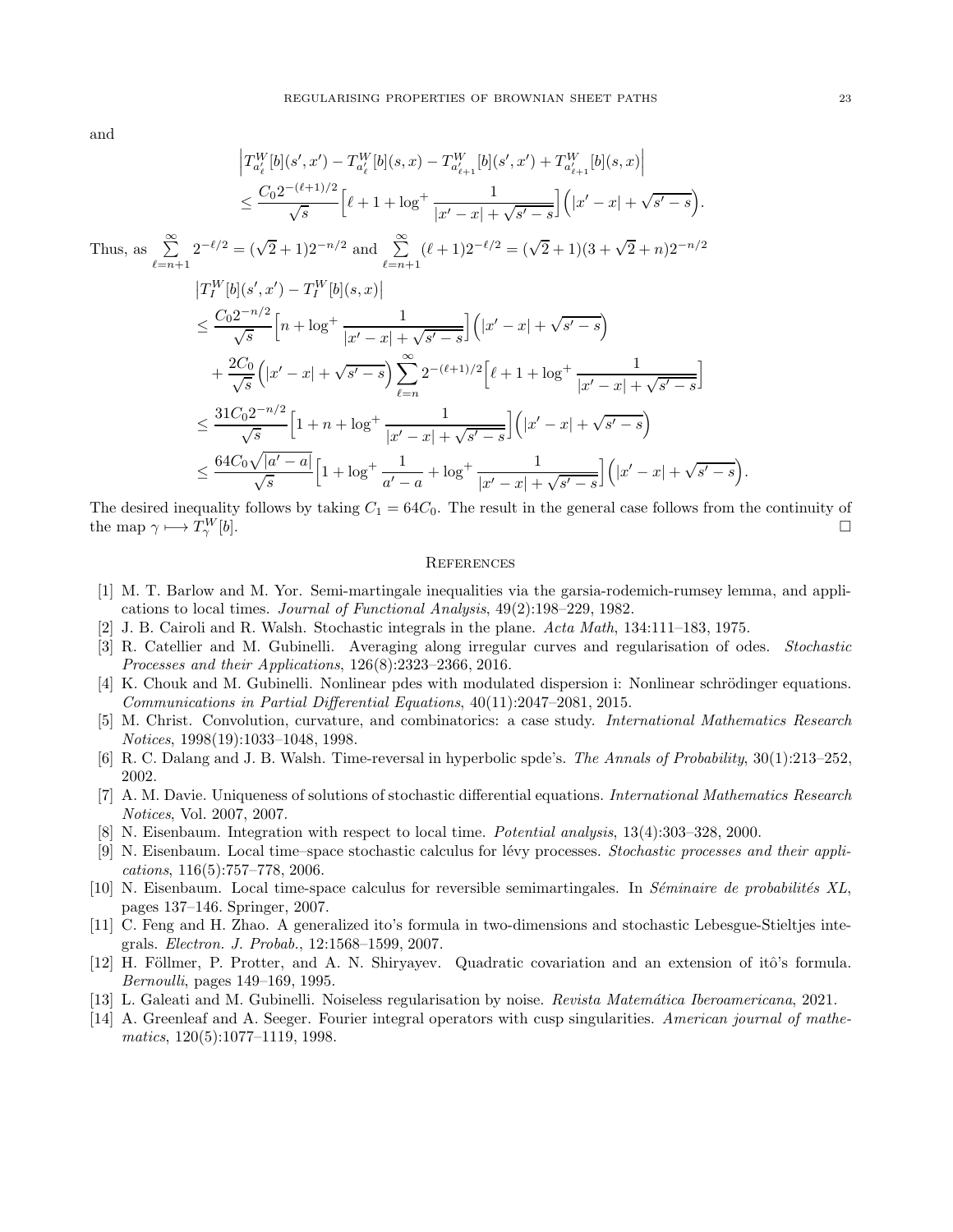and

$$
\begin{aligned}
&\Big| T^W_{a'_\ell}[b](s',x') - T^W_{a'_\ell}[b](s,x) - T^W_{a'_{\ell+1}}[b](s',x') + T^W_{a'_{\ell+1}}[b](s,x) \Big| \\
&\leq \frac{C_0 2^{-(\ell+1)/2}}{\sqrt{s}} \Big[ \ell + 1 + \log^+ \frac{1}{|x'-x| + \sqrt{s'-s}} \Big] \Big( |x'-x| + \sqrt{s'-s} \Big).
\end{aligned}
$$

Thus, as $\sum\limits_{\ell=n+1}^{\infty} 2^{-\ell/2} = (\sqrt{2}+1)2^{-n/2}$ and $\sum\limits_{\ell=n+1}^{\infty} (\ell+1)2^{-\ell/2} = (\sqrt{2}+1)(3+\sqrt{2}+n)2^{-n/2}$

$$
\begin{aligned}
&\big| T^W_I[b](s',x') - T^W_I[b](s,x) \big| \\
&\leq \frac{C_0 2^{-n/2}}{\sqrt{s}} \Big[ n + \log^+ \frac{1}{|x'-x| + \sqrt{s'-s}} \Big] \Big( |x'-x| + \sqrt{s'-s} \Big) \\
&\quad + \frac{2C_0}{\sqrt{s}} \Big( |x'-x| + \sqrt{s'-s} \Big) \sum_{\ell=n}^{\infty} 2^{-(\ell+1)/2} \Big[ \ell + 1 + \log^+ \frac{1}{|x'-x| + \sqrt{s'-s}} \Big] \\
&\leq \frac{31 C_0 2^{-n/2}}{\sqrt{s}} \Big[ 1 + n + \log^+ \frac{1}{|x'-x| + \sqrt{s'-s}} \Big] \Big( |x'-x| + \sqrt{s'-s} \Big) \\
&\leq \frac{64 C_0 \sqrt{|a'-a|}}{\sqrt{s}} \Big[ 1 + \log^+ \frac{1}{a'-a} + \log^+ \frac{1}{|x'-x| + \sqrt{s'-s}} \Big] \Big( |x'-x| + \sqrt{s'-s} \Big).
\end{aligned}
$$

The desired inequality follows by taking $C_1 = 64C_0$. The result in the general case follows from the continuity of the map $\gamma \longmapsto T^W_\gamma[b]$. $\square$

## References

[1] M. T. Barlow and M. Yor. Semi-martingale inequalities via the garsia-rodemich-rumsey lemma, and applications to local times. *Journal of Functional Analysis*, 49(2):198–229, 1982.

[2] J. B. Cairoli and R. Walsh. Stochastic integrals in the plane. *Acta Math*, 134:111–183, 1975.

[3] R. Catellier and M. Gubinelli. Averaging along irregular curves and regularisation of odes. *Stochastic Processes and their Applications*, 126(8):2323–2366, 2016.

[4] K. Chouk and M. Gubinelli. Nonlinear pdes with modulated dispersion i: Nonlinear schrödinger equations. *Communications in Partial Differential Equations*, 40(11):2047–2081, 2015.

[5] M. Christ. Convolution, curvature, and combinatorics: a case study. *International Mathematics Research Notices*, 1998(19):1033–1048, 1998.

[6] R. C. Dalang and J. B. Walsh. Time-reversal in hyperbolic spde's. *The Annals of Probability*, 30(1):213–252, 2002.

[7] A. M. Davie. Uniqueness of solutions of stochastic differential equations. *International Mathematics Research Notices*, Vol. 2007, 2007.

[8] N. Eisenbaum. Integration with respect to local time. *Potential analysis*, 13(4):303–328, 2000.

[9] N. Eisenbaum. Local time–space stochastic calculus for lévy processes. *Stochastic processes and their applications*, 116(5):757–778, 2006.

[10] N. Eisenbaum. Local time-space calculus for reversible semimartingales. In *Séminaire de probabilités XL*, pages 137–146. Springer, 2007.

[11] C. Feng and H. Zhao. A generalized ito's formula in two-dimensions and stochastic Lebesgue-Stieltjes integrals. *Electron. J. Probab.*, 12:1568–1599, 2007.

[12] H. Föllmer, P. Protter, and A. N. Shiryayev. Quadratic covariation and an extension of itô's formula. *Bernoulli*, pages 149–169, 1995.

[13] L. Galeati and M. Gubinelli. Noiseless regularisation by noise. *Revista Matemática Iberoamericana*, 2021.

[14] A. Greenleaf and A. Seeger. Fourier integral operators with cusp singularities. *American journal of mathematics*, 120(5):1077–1119, 1998.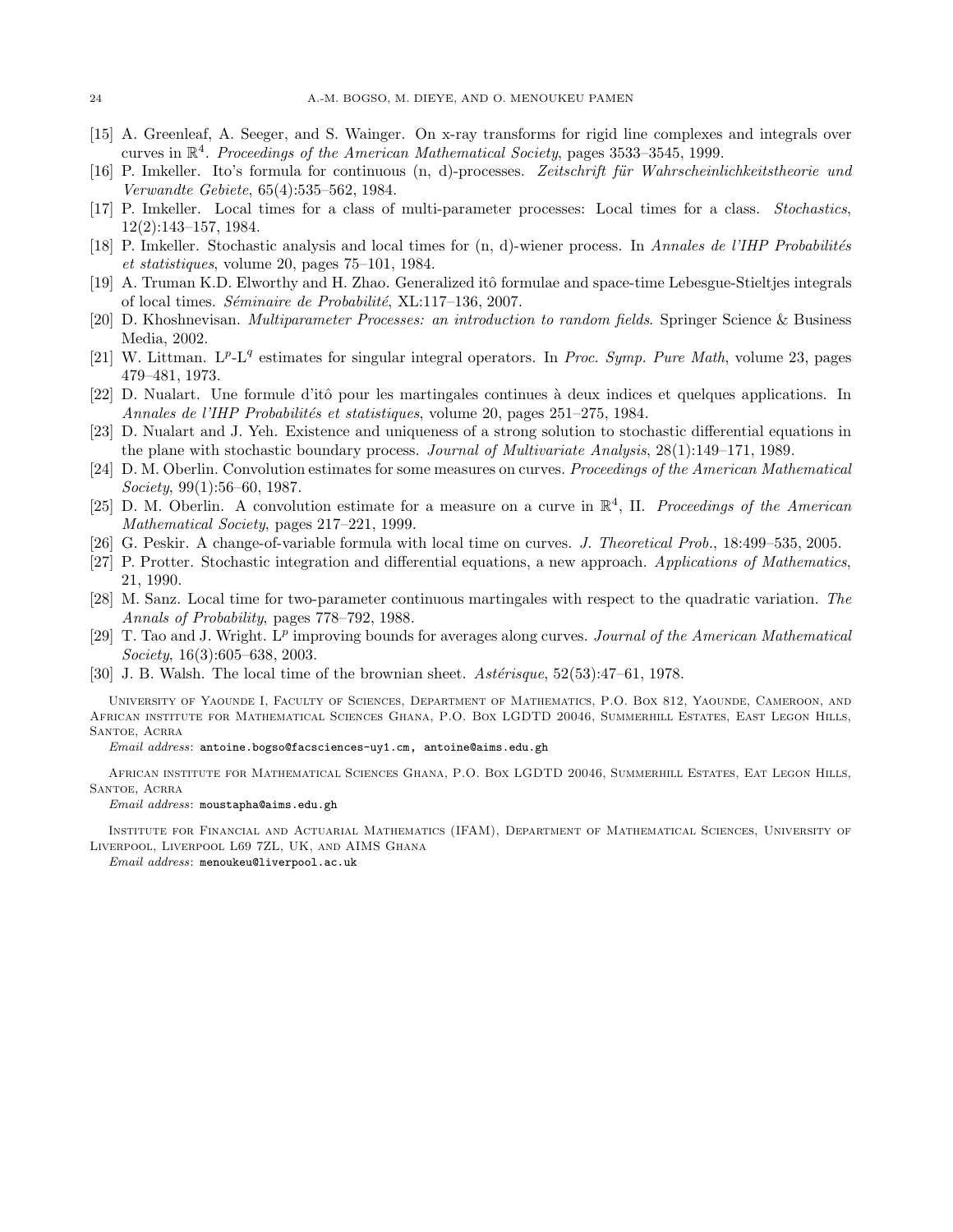[15] A. Greenleaf, A. Seeger, and S. Wainger. On x-ray transforms for rigid line complexes and integrals over curves in $\mathbb{R}^4$. *Proceedings of the American Mathematical Society*, pages 3533–3545, 1999.

[16] P. Imkeller. Ito's formula for continuous (n, d)-processes. *Zeitschrift für Wahrscheinlichkeitstheorie und Verwandte Gebiete*, 65(4):535–562, 1984.

[17] P. Imkeller. Local times for a class of multi-parameter processes: Local times for a class. *Stochastics*, 12(2):143–157, 1984.

[18] P. Imkeller. Stochastic analysis and local times for (n, d)-wiener process. In *Annales de l'IHP Probabilités et statistiques*, volume 20, pages 75–101, 1984.

[19] A. Truman K.D. Elworthy and H. Zhao. Generalized itô formulae and space-time Lebesgue-Stieltjes integrals of local times. *Séminaire de Probabilité*, XL:117–136, 2007.

[20] D. Khoshnevisan. *Multiparameter Processes: an introduction to random fields*. Springer Science & Business Media, 2002.

[21] W. Littman. $L^p$-$L^q$ estimates for singular integral operators. In *Proc. Symp. Pure Math*, volume 23, pages 479–481, 1973.

[22] D. Nualart. Une formule d'itô pour les martingales continues à deux indices et quelques applications. In *Annales de l'IHP Probabilités et statistiques*, volume 20, pages 251–275, 1984.

[23] D. Nualart and J. Yeh. Existence and uniqueness of a strong solution to stochastic differential equations in the plane with stochastic boundary process. *Journal of Multivariate Analysis*, 28(1):149–171, 1989.

[24] D. M. Oberlin. Convolution estimates for some measures on curves. *Proceedings of the American Mathematical Society*, 99(1):56–60, 1987.

[25] D. M. Oberlin. A convolution estimate for a measure on a curve in $\mathbb{R}^4$, II. *Proceedings of the American Mathematical Society*, pages 217–221, 1999.

[26] G. Peskir. A change-of-variable formula with local time on curves. *J. Theoretical Prob.*, 18:499–535, 2005.

[27] P. Protter. Stochastic integration and differential equations, a new approach. *Applications of Mathematics*, 21, 1990.

[28] M. Sanz. Local time for two-parameter continuous martingales with respect to the quadratic variation. *The Annals of Probability*, pages 778–792, 1988.

[29] T. Tao and J. Wright. $L^p$ improving bounds for averages along curves. *Journal of the American Mathematical Society*, 16(3):605–638, 2003.

[30] J. B. Walsh. The local time of the brownian sheet. *Astérisque*, 52(53):47–61, 1978.

University of Yaounde I, Faculty of Sciences, Department of Mathematics, P.O. Box 812, Yaounde, Cameroon, and African institute for Mathematical Sciences Ghana, P.O. Box LGDTD 20046, Summerhill Estates, East Legon Hills, Santoe, Acrra

*Email address*: antoine.bogso@facsciences-uy1.cm, antoine@aims.edu.gh

African institute for Mathematical Sciences Ghana, P.O. Box LGDTD 20046, Summerhill Estates, Eat Legon Hills, Santoe, Acrra

*Email address*: moustapha@aims.edu.gh

Institute for Financial and Actuarial Mathematics (IFAM), Department of Mathematical Sciences, University of Liverpool, Liverpool L69 7ZL, UK, and AIMS Ghana

*Email address*: menoukeu@liverpool.ac.uk